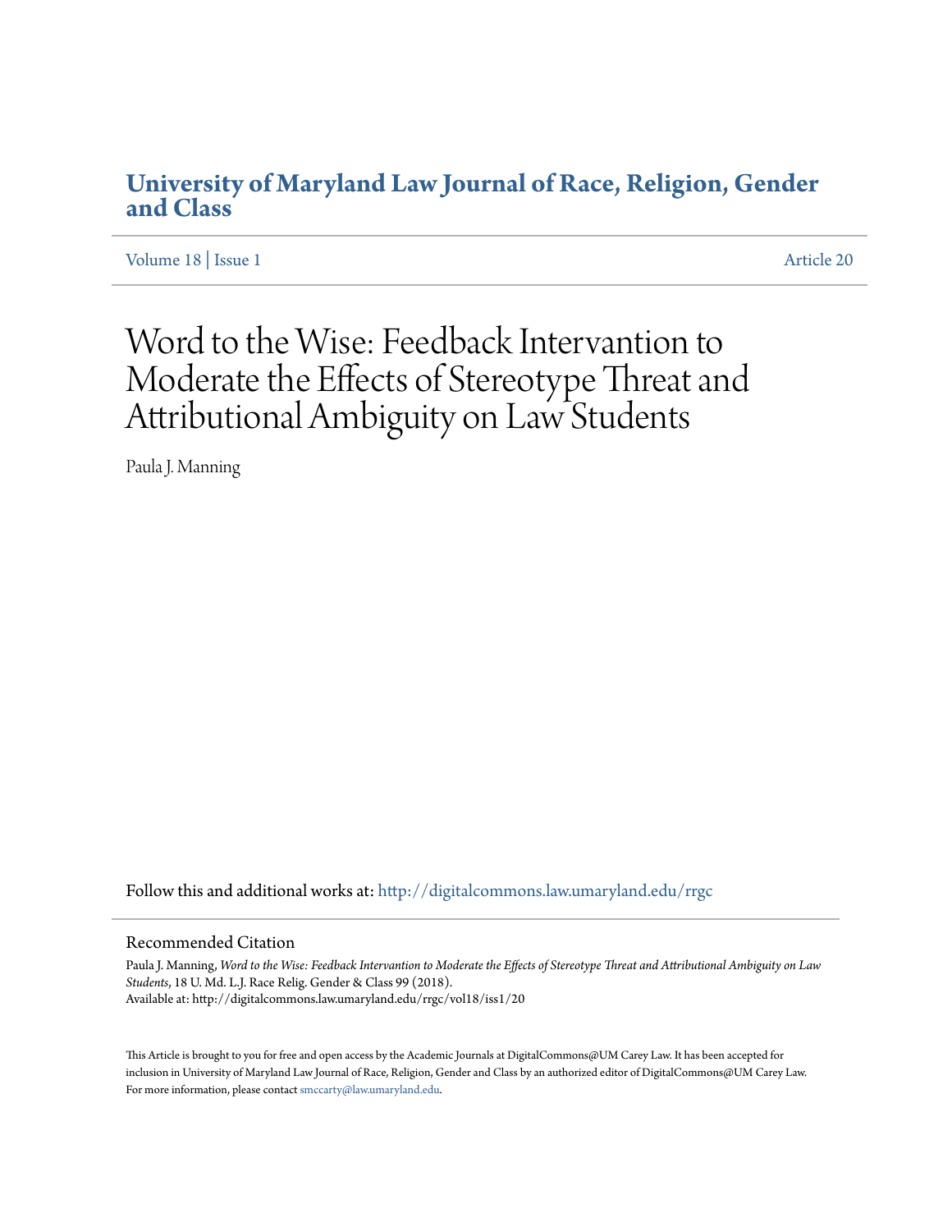# University of Maryland Law Journal of Race, Religion, Gender and Class

Volume 18 | Issue 1 Article 20

# Word to the Wise: Feedback Intervantion to Moderate the Effects of Stereotype Threat and Attributional Ambiguity on Law Students

Paula J. Manning

Follow this and additional works at: http://digitalcommons.law.umaryland.edu/rrgc

## Recommended Citation

Paula J. Manning, *Word to the Wise: Feedback Intervantion to Moderate the Effects of Stereotype Threat and Attributional Ambiguity on Law Students*, 18 U. Md. L.J. Race Relig. Gender & Class 99 (2018).
Available at: http://digitalcommons.law.umaryland.edu/rrgc/vol18/iss1/20

This Article is brought to you for free and open access by the Academic Journals at DigitalCommons@UM Carey Law. It has been accepted for inclusion in University of Maryland Law Journal of Race, Religion, Gender and Class by an authorized editor of DigitalCommons@UM Carey Law. For more information, please contact smccarty@law.umaryland.edu.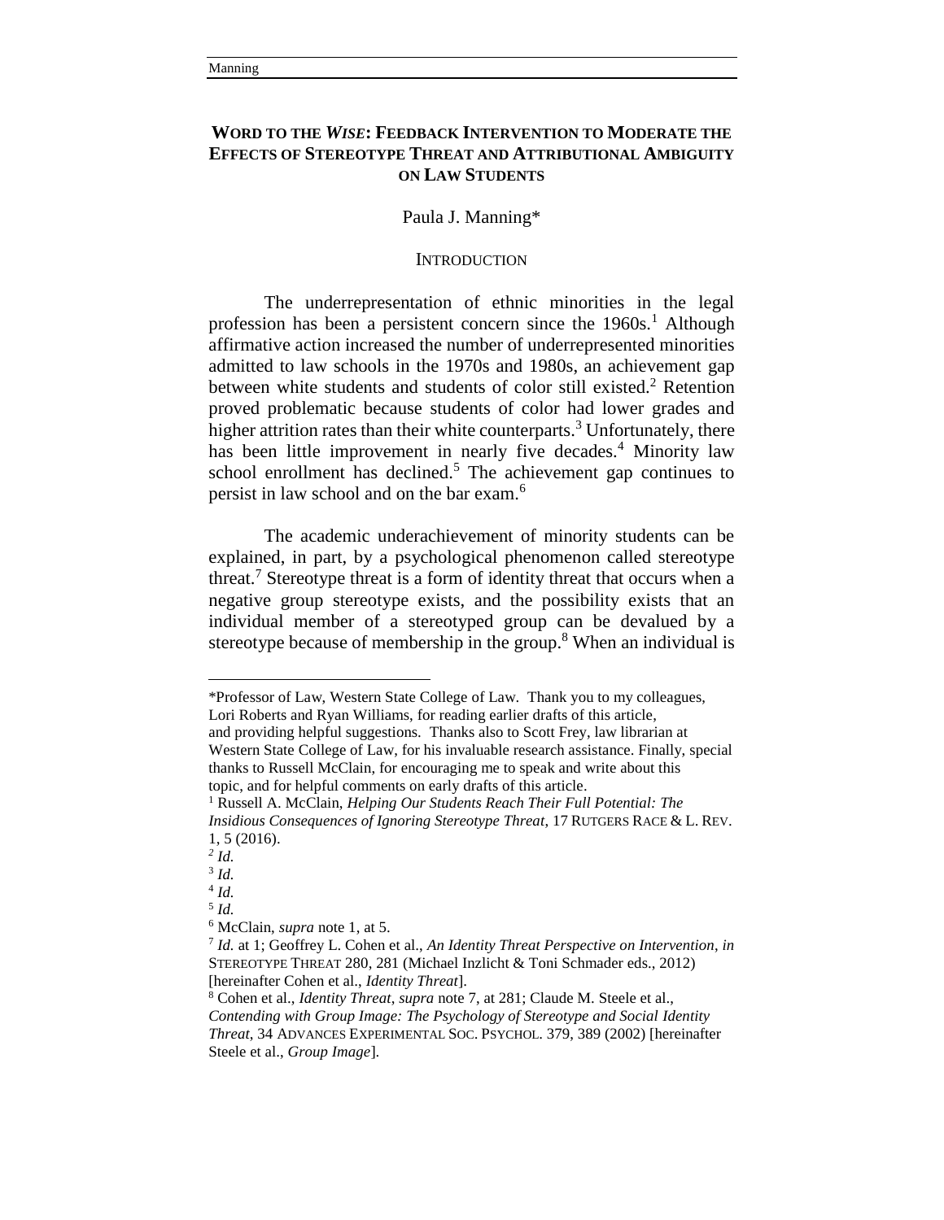# WORD TO THE *WISE*: FEEDBACK INTERVENTION TO MODERATE THE EFFECTS OF STEREOTYPE THREAT AND ATTRIBUTIONAL AMBIGUITY ON LAW STUDENTS

Paula J. Manning*

## INTRODUCTION

The underrepresentation of ethnic minorities in the legal profession has been a persistent concern since the 1960s.[1] Although affirmative action increased the number of underrepresented minorities admitted to law schools in the 1970s and 1980s, an achievement gap between white students and students of color still existed.[2] Retention proved problematic because students of color had lower grades and higher attrition rates than their white counterparts.[3] Unfortunately, there has been little improvement in nearly five decades.[4] Minority law school enrollment has declined.[5] The achievement gap continues to persist in law school and on the bar exam.[6]

The academic underachievement of minority students can be explained, in part, by a psychological phenomenon called stereotype threat.[7] Stereotype threat is a form of identity threat that occurs when a negative group stereotype exists, and the possibility exists that an individual member of a stereotyped group can be devalued by a stereotype because of membership in the group.[8] When an individual is

---

*Professor of Law, Western State College of Law. Thank you to my colleagues, Lori Roberts and Ryan Williams, for reading earlier drafts of this article, and providing helpful suggestions. Thanks also to Scott Frey, law librarian at Western State College of Law, for his invaluable research assistance. Finally, special thanks to Russell McClain, for encouraging me to speak and write about this topic, and for helpful comments on early drafts of this article.

[1] Russell A. McClain, *Helping Our Students Reach Their Full Potential: The Insidious Consequences of Ignoring Stereotype Threat*, 17 RUTGERS RACE & L. REV. 1, 5 (2016).

[2] *Id.*

[3] *Id.*

[4] *Id.*

[5] *Id.*

[6] McClain, *supra* note 1, at 5.

[7] *Id.* at 1; Geoffrey L. Cohen et al., *An Identity Threat Perspective on Intervention*, *in* STEREOTYPE THREAT 280, 281 (Michael Inzlicht & Toni Schmader eds., 2012) [hereinafter Cohen et al., *Identity Threat*].

[8] Cohen et al., *Identity Threat*, *supra* note 7, at 281; Claude M. Steele et al., *Contending with Group Image: The Psychology of Stereotype and Social Identity Threat*, 34 ADVANCES EXPERIMENTAL SOC. PSYCHOL. 379, 389 (2002) [hereinafter Steele et al., *Group Image*].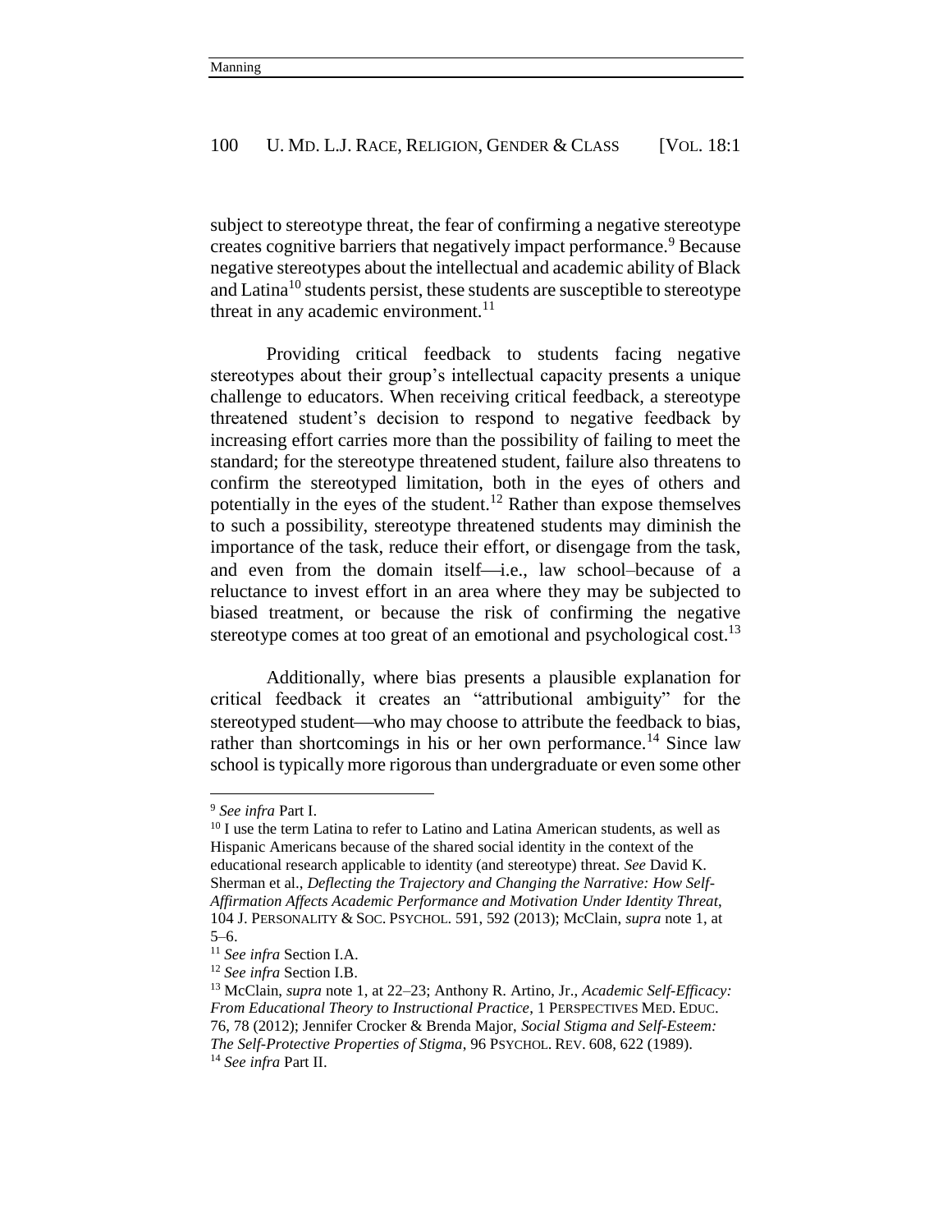subject to stereotype threat, the fear of confirming a negative stereotype creates cognitive barriers that negatively impact performance.[9] Because negative stereotypes about the intellectual and academic ability of Black and Latina[10] students persist, these students are susceptible to stereotype threat in any academic environment.[11]

Providing critical feedback to students facing negative stereotypes about their group's intellectual capacity presents a unique challenge to educators. When receiving critical feedback, a stereotype threatened student's decision to respond to negative feedback by increasing effort carries more than the possibility of failing to meet the standard; for the stereotype threatened student, failure also threatens to confirm the stereotyped limitation, both in the eyes of others and potentially in the eyes of the student.[12] Rather than expose themselves to such a possibility, stereotype threatened students may diminish the importance of the task, reduce their effort, or disengage from the task, and even from the domain itself—i.e., law school–because of a reluctance to invest effort in an area where they may be subjected to biased treatment, or because the risk of confirming the negative stereotype comes at too great of an emotional and psychological cost.[13]

Additionally, where bias presents a plausible explanation for critical feedback it creates an "attributional ambiguity" for the stereotyped student—who may choose to attribute the feedback to bias, rather than shortcomings in his or her own performance.[14] Since law school is typically more rigorous than undergraduate or even some other

---

[9] *See infra* Part I.

[10] I use the term Latina to refer to Latino and Latina American students, as well as Hispanic Americans because of the shared social identity in the context of the educational research applicable to identity (and stereotype) threat. *See* David K. Sherman et al., *Deflecting the Trajectory and Changing the Narrative: How Self-Affirmation Affects Academic Performance and Motivation Under Identity Threat*, 104 J. PERSONALITY & SOC. PSYCHOL. 591, 592 (2013); McClain, *supra* note 1, at 5–6.

[11] *See infra* Section I.A.

[12] *See infra* Section I.B.

[13] McClain, *supra* note 1, at 22–23; Anthony R. Artino, Jr., *Academic Self-Efficacy: From Educational Theory to Instructional Practice*, 1 PERSPECTIVES MED. EDUC. 76, 78 (2012); Jennifer Crocker & Brenda Major, *Social Stigma and Self-Esteem: The Self-Protective Properties of Stigma*, 96 PSYCHOL. REV. 608, 622 (1989).

[14] *See infra* Part II.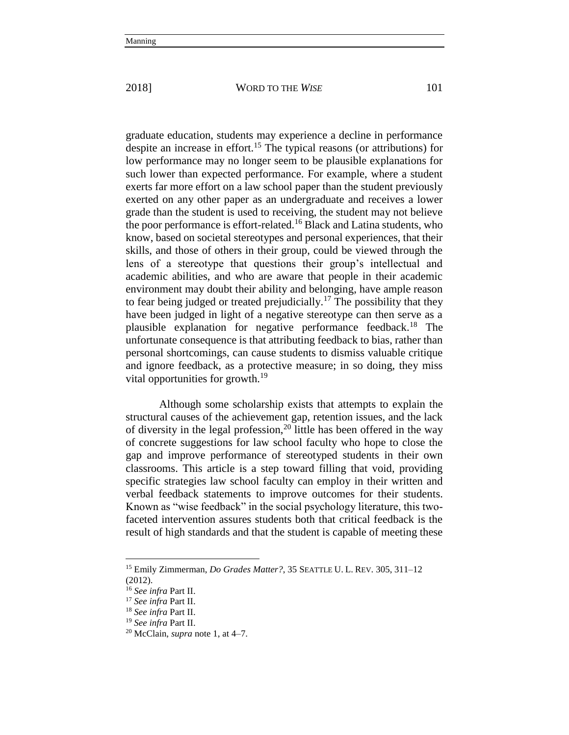graduate education, students may experience a decline in performance despite an increase in effort.[15] The typical reasons (or attributions) for low performance may no longer seem to be plausible explanations for such lower than expected performance. For example, where a student exerts far more effort on a law school paper than the student previously exerted on any other paper as an undergraduate and receives a lower grade than the student is used to receiving, the student may not believe the poor performance is effort-related.[16] Black and Latina students, who know, based on societal stereotypes and personal experiences, that their skills, and those of others in their group, could be viewed through the lens of a stereotype that questions their group's intellectual and academic abilities, and who are aware that people in their academic environment may doubt their ability and belonging, have ample reason to fear being judged or treated prejudicially.[17] The possibility that they have been judged in light of a negative stereotype can then serve as a plausible explanation for negative performance feedback.[18] The unfortunate consequence is that attributing feedback to bias, rather than personal shortcomings, can cause students to dismiss valuable critique and ignore feedback, as a protective measure; in so doing, they miss vital opportunities for growth.[19]

Although some scholarship exists that attempts to explain the structural causes of the achievement gap, retention issues, and the lack of diversity in the legal profession,[20] little has been offered in the way of concrete suggestions for law school faculty who hope to close the gap and improve performance of stereotyped students in their own classrooms. This article is a step toward filling that void, providing specific strategies law school faculty can employ in their written and verbal feedback statements to improve outcomes for their students. Known as "wise feedback" in the social psychology literature, this two-faceted intervention assures students both that critical feedback is the result of high standards and that the student is capable of meeting these

---

[15] Emily Zimmerman, *Do Grades Matter?*, 35 SEATTLE U. L. REV. 305, 311–12 (2012).

[16] *See infra* Part II.

[17] *See infra* Part II.

[18] *See infra* Part II.

[19] *See infra* Part II.

[20] McClain, *supra* note 1, at 4–7.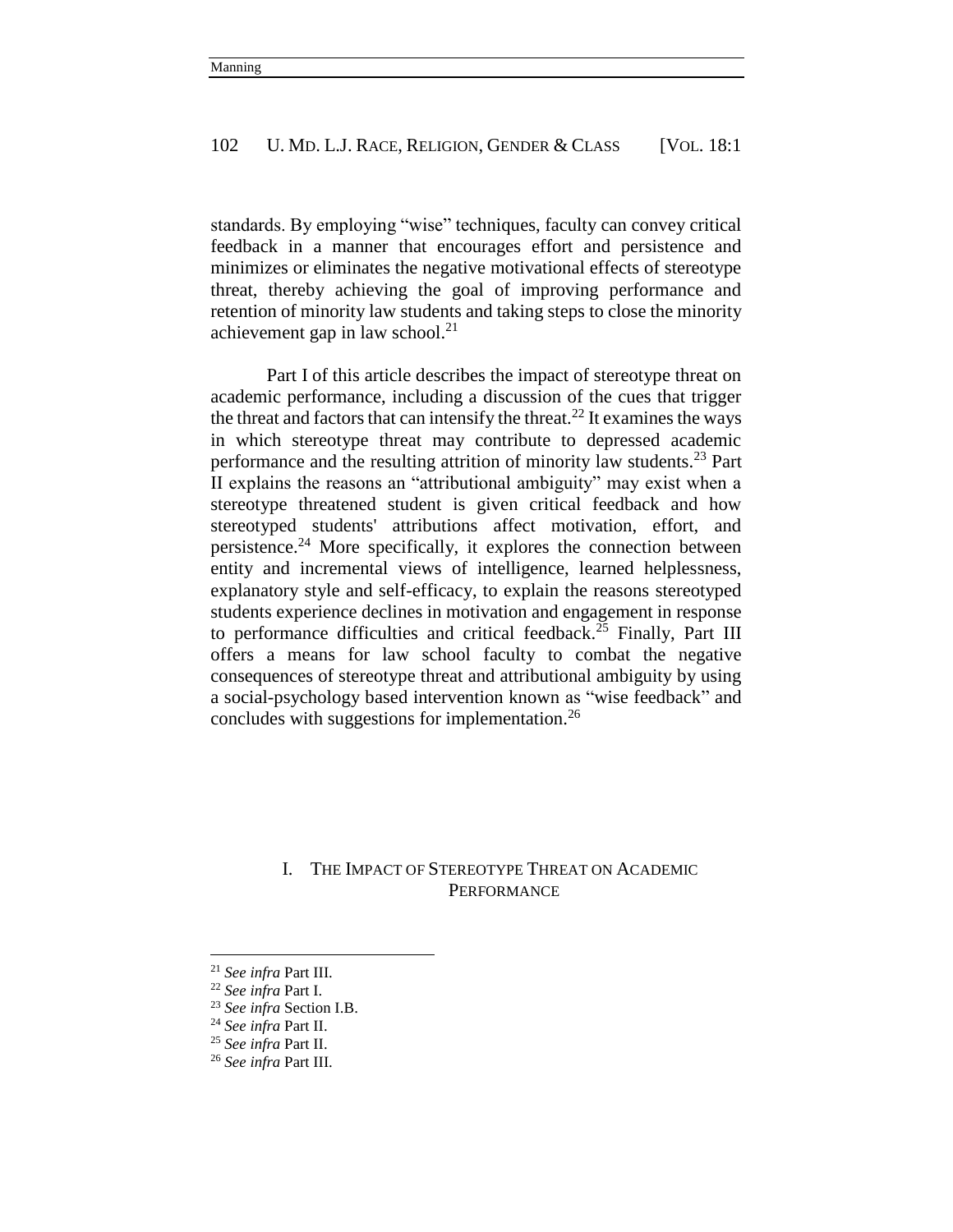standards. By employing "wise" techniques, faculty can convey critical feedback in a manner that encourages effort and persistence and minimizes or eliminates the negative motivational effects of stereotype threat, thereby achieving the goal of improving performance and retention of minority law students and taking steps to close the minority achievement gap in law school.[21]

Part I of this article describes the impact of stereotype threat on academic performance, including a discussion of the cues that trigger the threat and factors that can intensify the threat.[22] It examines the ways in which stereotype threat may contribute to depressed academic performance and the resulting attrition of minority law students.[23] Part II explains the reasons an "attributional ambiguity" may exist when a stereotype threatened student is given critical feedback and how stereotyped students' attributions affect motivation, effort, and persistence.[24] More specifically, it explores the connection between entity and incremental views of intelligence, learned helplessness, explanatory style and self-efficacy, to explain the reasons stereotyped students experience declines in motivation and engagement in response to performance difficulties and critical feedback.[25] Finally, Part III offers a means for law school faculty to combat the negative consequences of stereotype threat and attributional ambiguity by using a social-psychology based intervention known as "wise feedback" and concludes with suggestions for implementation.[26]

## I. THE IMPACT OF STEREOTYPE THREAT ON ACADEMIC PERFORMANCE

---

[21] *See infra* Part III.

[22] *See infra* Part I.

[23] *See infra* Section I.B.

[24] *See infra* Part II.

[25] *See infra* Part II.

[26] *See infra* Part III.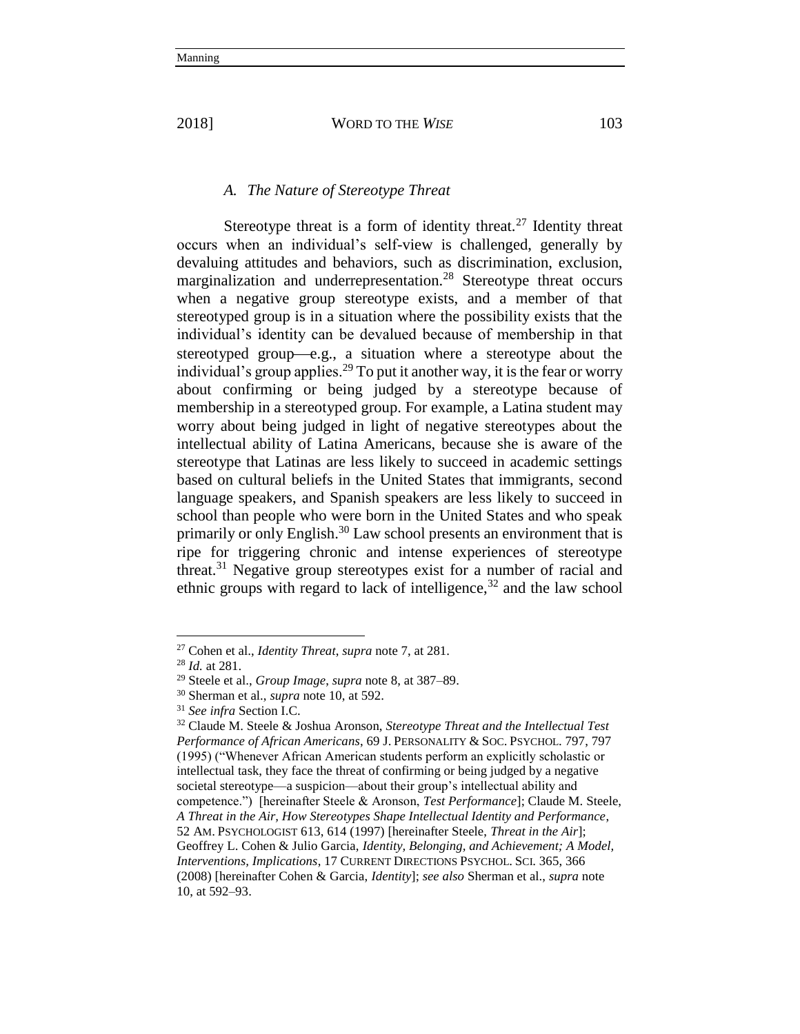### *A. The Nature of Stereotype Threat*

Stereotype threat is a form of identity threat.[27] Identity threat occurs when an individual's self-view is challenged, generally by devaluing attitudes and behaviors, such as discrimination, exclusion, marginalization and underrepresentation.[28] Stereotype threat occurs when a negative group stereotype exists, and a member of that stereotyped group is in a situation where the possibility exists that the individual's identity can be devalued because of membership in that stereotyped group—e.g., a situation where a stereotype about the individual's group applies.[29] To put it another way, it is the fear or worry about confirming or being judged by a stereotype because of membership in a stereotyped group. For example, a Latina student may worry about being judged in light of negative stereotypes about the intellectual ability of Latina Americans, because she is aware of the stereotype that Latinas are less likely to succeed in academic settings based on cultural beliefs in the United States that immigrants, second language speakers, and Spanish speakers are less likely to succeed in school than people who were born in the United States and who speak primarily or only English.[30] Law school presents an environment that is ripe for triggering chronic and intense experiences of stereotype threat.[31] Negative group stereotypes exist for a number of racial and ethnic groups with regard to lack of intelligence,[32] and the law school

---

[27] Cohen et al., *Identity Threat*, *supra* note 7, at 281.

[28] *Id.* at 281.

[29] Steele et al., *Group Image*, *supra* note 8, at 387–89.

[30] Sherman et al., *supra* note 10, at 592.

[31] *See infra* Section I.C.

[32] Claude M. Steele & Joshua Aronson, *Stereotype Threat and the Intellectual Test Performance of African Americans*, 69 J. PERSONALITY & SOC. PSYCHOL. 797, 797 (1995) ("Whenever African American students perform an explicitly scholastic or intellectual task, they face the threat of confirming or being judged by a negative societal stereotype—a suspicion—about their group's intellectual ability and competence.") [hereinafter Steele & Aronson, *Test Performance*]; Claude M. Steele, *A Threat in the Air, How Stereotypes Shape Intellectual Identity and Performance*, 52 AM. PSYCHOLOGIST 613, 614 (1997) [hereinafter Steele, *Threat in the Air*]; Geoffrey L. Cohen & Julio Garcia, *Identity, Belonging, and Achievement; A Model, Interventions, Implications*, 17 CURRENT DIRECTIONS PSYCHOL. SCI. 365, 366 (2008) [hereinafter Cohen & Garcia, *Identity*]; *see also* Sherman et al., *supra* note 10, at 592–93.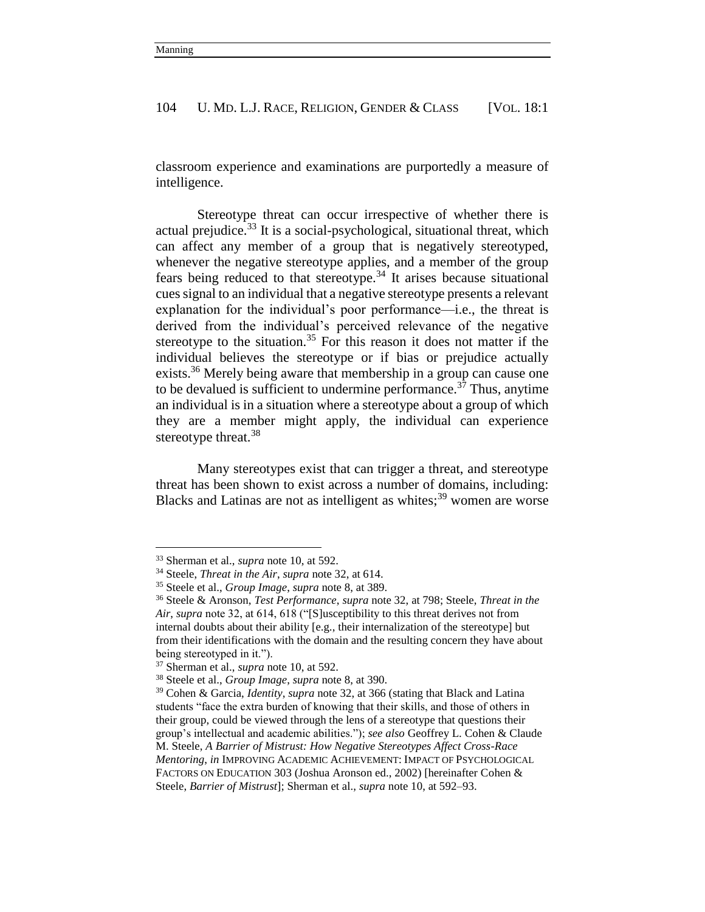classroom experience and examinations are purportedly a measure of intelligence.

Stereotype threat can occur irrespective of whether there is actual prejudice.[33] It is a social-psychological, situational threat, which can affect any member of a group that is negatively stereotyped, whenever the negative stereotype applies, and a member of the group fears being reduced to that stereotype.[34] It arises because situational cues signal to an individual that a negative stereotype presents a relevant explanation for the individual's poor performance—i.e., the threat is derived from the individual's perceived relevance of the negative stereotype to the situation.[35] For this reason it does not matter if the individual believes the stereotype or if bias or prejudice actually exists.[36] Merely being aware that membership in a group can cause one to be devalued is sufficient to undermine performance.[37] Thus, anytime an individual is in a situation where a stereotype about a group of which they are a member might apply, the individual can experience stereotype threat.[38]

Many stereotypes exist that can trigger a threat, and stereotype threat has been shown to exist across a number of domains, including: Blacks and Latinas are not as intelligent as whites;[39] women are worse

---

[33] Sherman et al., *supra* note 10, at 592.

[34] Steele, *Threat in the Air*, *supra* note 32, at 614.

[35] Steele et al., *Group Image*, *supra* note 8, at 389.

[36] Steele & Aronson, *Test Performance*, *supra* note 32, at 798; Steele, *Threat in the Air*, *supra* note 32, at 614, 618 ("[S]usceptibility to this threat derives not from internal doubts about their ability [e.g., their internalization of the stereotype] but from their identifications with the domain and the resulting concern they have about being stereotyped in it.").

[37] Sherman et al., *supra* note 10, at 592.

[38] Steele et al., *Group Image*, *supra* note 8, at 390.

[39] Cohen & Garcia, *Identity*, *supra* note 32, at 366 (stating that Black and Latina students "face the extra burden of knowing that their skills, and those of others in their group, could be viewed through the lens of a stereotype that questions their group's intellectual and academic abilities."); *see also* Geoffrey L. Cohen & Claude M. Steele, *A Barrier of Mistrust: How Negative Stereotypes Affect Cross-Race Mentoring*, *in* IMPROVING ACADEMIC ACHIEVEMENT: IMPACT OF PSYCHOLOGICAL FACTORS ON EDUCATION 303 (Joshua Aronson ed., 2002) [hereinafter Cohen & Steele, *Barrier of Mistrust*]; Sherman et al., *supra* note 10, at 592–93.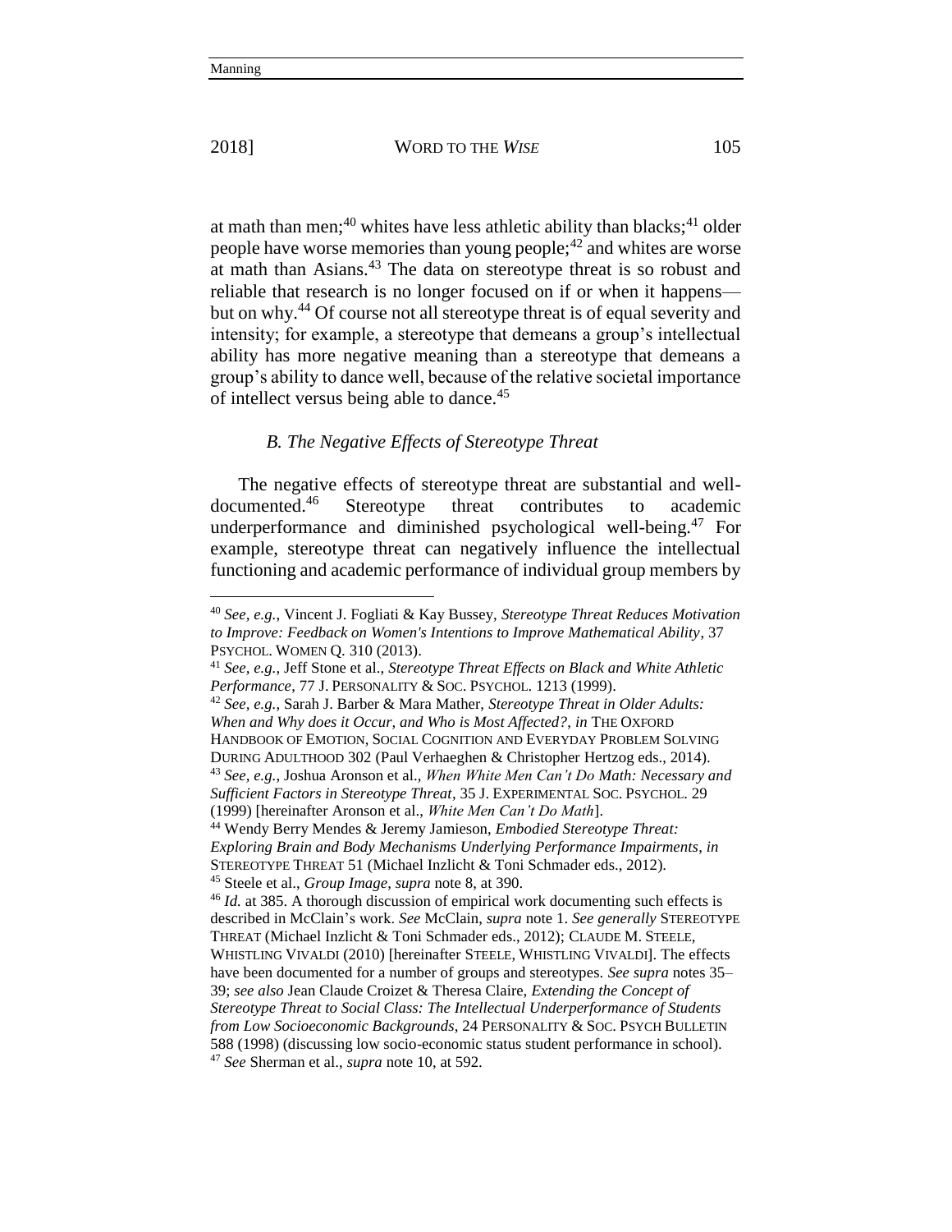at math than men;[40] whites have less athletic ability than blacks;[41] older people have worse memories than young people;[42] and whites are worse at math than Asians.[43] The data on stereotype threat is so robust and reliable that research is no longer focused on if or when it happens—but on why.[44] Of course not all stereotype threat is of equal severity and intensity; for example, a stereotype that demeans a group's intellectual ability has more negative meaning than a stereotype that demeans a group's ability to dance well, because of the relative societal importance of intellect versus being able to dance.[45]

### *B. The Negative Effects of Stereotype Threat*

The negative effects of stereotype threat are substantial and well-documented.[46] Stereotype threat contributes to academic underperformance and diminished psychological well-being.[47] For example, stereotype threat can negatively influence the intellectual functioning and academic performance of individual group members by

---

[40] *See, e.g.*, Vincent J. Fogliati & Kay Bussey, *Stereotype Threat Reduces Motivation to Improve: Feedback on Women's Intentions to Improve Mathematical Ability*, 37 PSYCHOL. WOMEN Q. 310 (2013).

[41] *See, e.g.*, Jeff Stone et al., *Stereotype Threat Effects on Black and White Athletic Performance*, 77 J. PERSONALITY & SOC. PSYCHOL. 1213 (1999).

[42] *See, e.g.*, Sarah J. Barber & Mara Mather, *Stereotype Threat in Older Adults: When and Why does it Occur, and Who is Most Affected?*, *in* THE OXFORD HANDBOOK OF EMOTION, SOCIAL COGNITION AND EVERYDAY PROBLEM SOLVING DURING ADULTHOOD 302 (Paul Verhaeghen & Christopher Hertzog eds., 2014).

[43] *See, e.g.*, Joshua Aronson et al., *When White Men Can't Do Math: Necessary and Sufficient Factors in Stereotype Threat*, 35 J. EXPERIMENTAL SOC. PSYCHOL. 29 (1999) [hereinafter Aronson et al., *White Men Can't Do Math*].

[44] Wendy Berry Mendes & Jeremy Jamieson, *Embodied Stereotype Threat: Exploring Brain and Body Mechanisms Underlying Performance Impairments*, *in* STEREOTYPE THREAT 51 (Michael Inzlicht & Toni Schmader eds., 2012).

[45] Steele et al., *Group Image*, *supra* note 8, at 390.

[46] *Id.* at 385. A thorough discussion of empirical work documenting such effects is described in McClain's work. *See* McClain, *supra* note 1. *See generally* STEREOTYPE THREAT (Michael Inzlicht & Toni Schmader eds., 2012); CLAUDE M. STEELE, WHISTLING VIVALDI (2010) [hereinafter STEELE, WHISTLING VIVALDI]. The effects have been documented for a number of groups and stereotypes. *See supra* notes 35–39; *see also* Jean Claude Croizet & Theresa Claire, *Extending the Concept of Stereotype Threat to Social Class: The Intellectual Underperformance of Students from Low Socioeconomic Backgrounds*, 24 PERSONALITY & SOC. PSYCH BULLETIN 588 (1998) (discussing low socio-economic status student performance in school).

[47] *See* Sherman et al., *supra* note 10, at 592.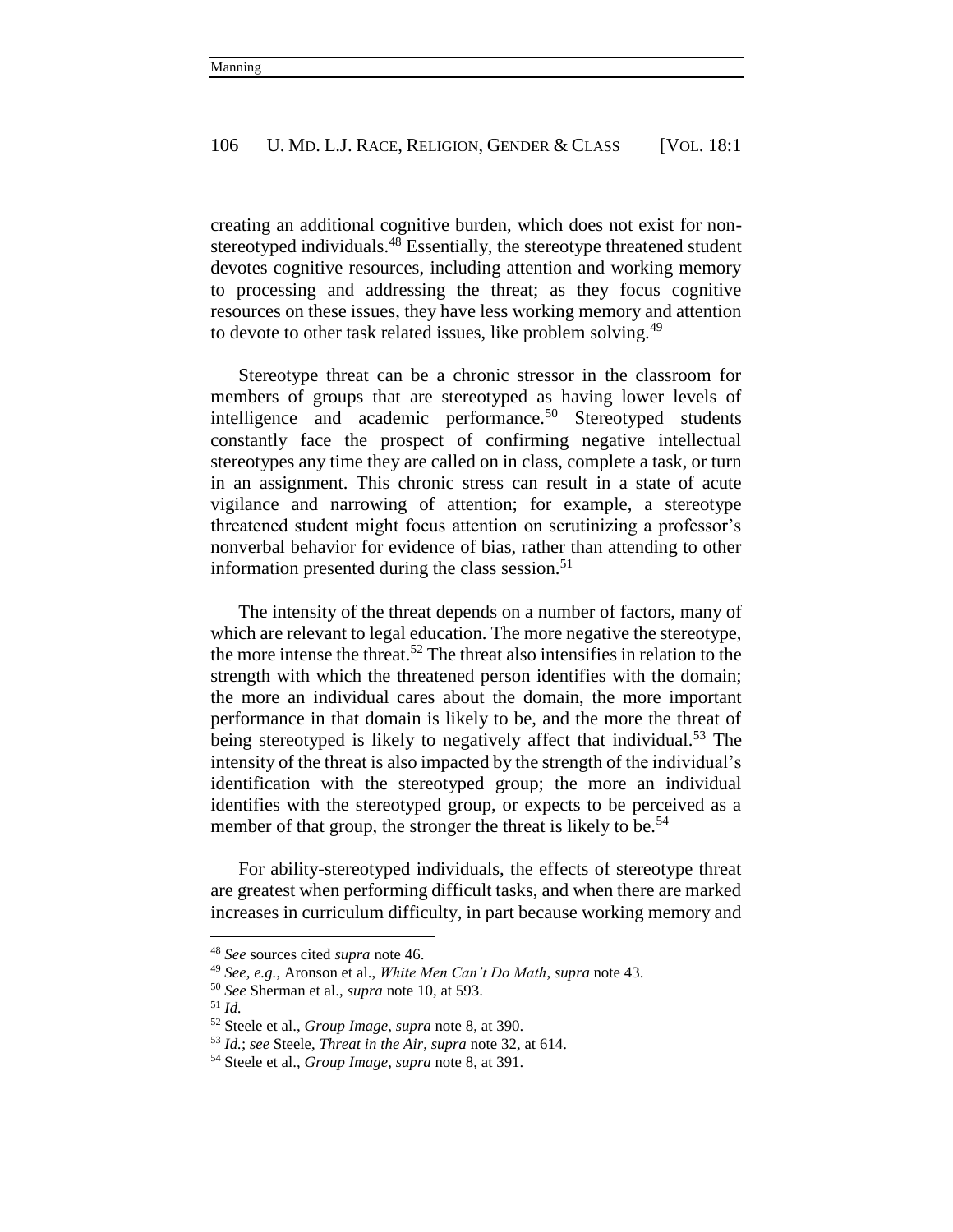creating an additional cognitive burden, which does not exist for non-stereotyped individuals.[48] Essentially, the stereotype threatened student devotes cognitive resources, including attention and working memory to processing and addressing the threat; as they focus cognitive resources on these issues, they have less working memory and attention to devote to other task related issues, like problem solving.[49]

Stereotype threat can be a chronic stressor in the classroom for members of groups that are stereotyped as having lower levels of intelligence and academic performance.[50] Stereotyped students constantly face the prospect of confirming negative intellectual stereotypes any time they are called on in class, complete a task, or turn in an assignment. This chronic stress can result in a state of acute vigilance and narrowing of attention; for example, a stereotype threatened student might focus attention on scrutinizing a professor's nonverbal behavior for evidence of bias, rather than attending to other information presented during the class session.[51]

The intensity of the threat depends on a number of factors, many of which are relevant to legal education. The more negative the stereotype, the more intense the threat.[52] The threat also intensifies in relation to the strength with which the threatened person identifies with the domain; the more an individual cares about the domain, the more important performance in that domain is likely to be, and the more the threat of being stereotyped is likely to negatively affect that individual.[53] The intensity of the threat is also impacted by the strength of the individual's identification with the stereotyped group; the more an individual identifies with the stereotyped group, or expects to be perceived as a member of that group, the stronger the threat is likely to be.[54]

For ability-stereotyped individuals, the effects of stereotype threat are greatest when performing difficult tasks, and when there are marked increases in curriculum difficulty, in part because working memory and

---

[48] *See* sources cited *supra* note 46.

[49] *See, e.g.*, Aronson et al., *White Men Can't Do Math*, *supra* note 43.

[50] *See* Sherman et al., *supra* note 10, at 593.

[51] *Id.*

[52] Steele et al., *Group Image*, *supra* note 8, at 390.

[53] *Id.*; *see* Steele, *Threat in the Air*, *supra* note 32, at 614.

[54] Steele et al., *Group Image*, *supra* note 8, at 391.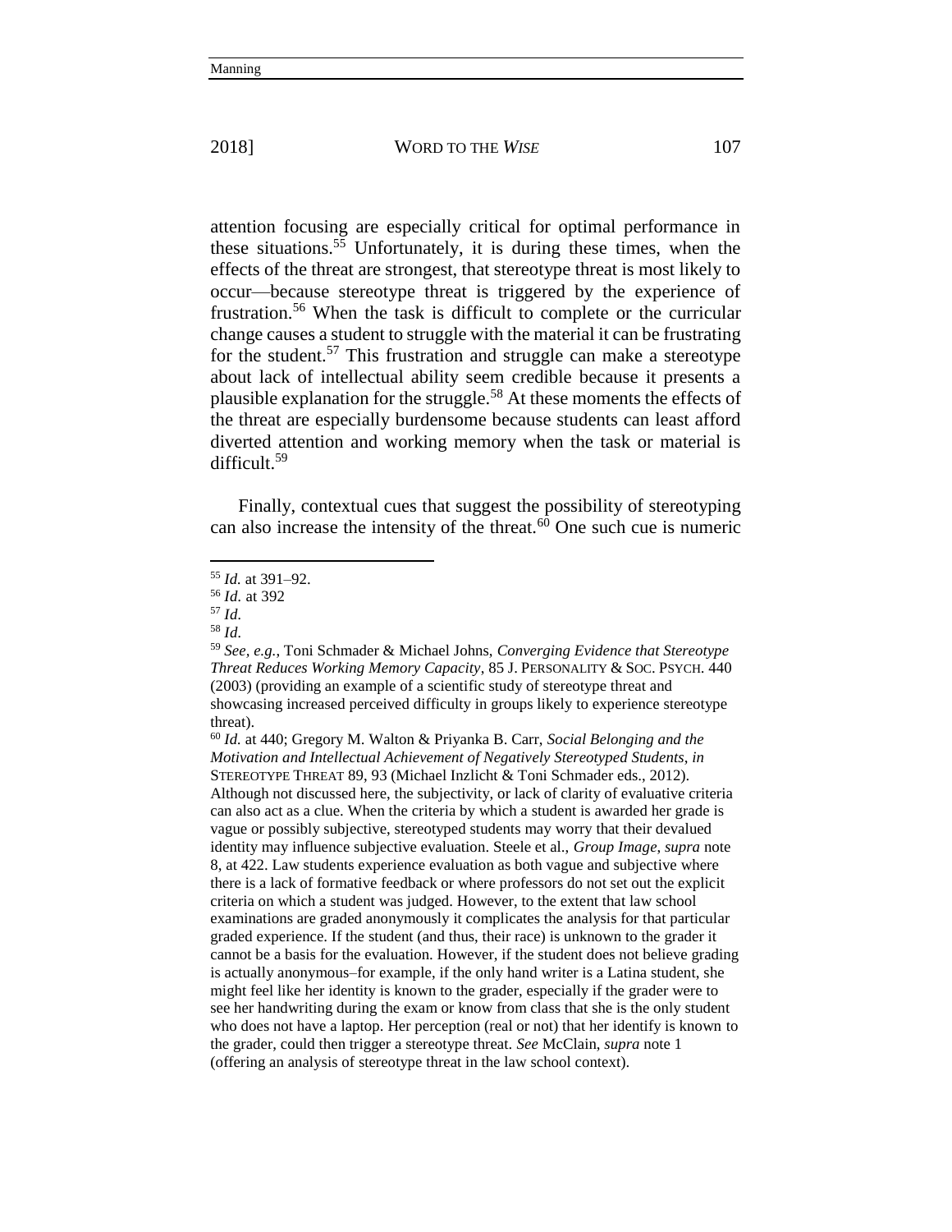attention focusing are especially critical for optimal performance in these situations.[55] Unfortunately, it is during these times, when the effects of the threat are strongest, that stereotype threat is most likely to occur—because stereotype threat is triggered by the experience of frustration.[56] When the task is difficult to complete or the curricular change causes a student to struggle with the material it can be frustrating for the student.[57] This frustration and struggle can make a stereotype about lack of intellectual ability seem credible because it presents a plausible explanation for the struggle.[58] At these moments the effects of the threat are especially burdensome because students can least afford diverted attention and working memory when the task or material is difficult.[59]

Finally, contextual cues that suggest the possibility of stereotyping can also increase the intensity of the threat.[60] One such cue is numeric

---

[55] *Id.* at 391–92.

[56] *Id.* at 392

[57] *Id.*

[58] *Id.*

[59] *See, e.g.*, Toni Schmader & Michael Johns, *Converging Evidence that Stereotype Threat Reduces Working Memory Capacity*, 85 J. PERSONALITY & SOC. PSYCH. 440 (2003) (providing an example of a scientific study of stereotype threat and showcasing increased perceived difficulty in groups likely to experience stereotype threat).

[60] *Id.* at 440; Gregory M. Walton & Priyanka B. Carr, *Social Belonging and the Motivation and Intellectual Achievement of Negatively Stereotyped Students*, *in* STEREOTYPE THREAT 89, 93 (Michael Inzlicht & Toni Schmader eds., 2012). Although not discussed here, the subjectivity, or lack of clarity of evaluative criteria can also act as a clue. When the criteria by which a student is awarded her grade is vague or possibly subjective, stereotyped students may worry that their devalued identity may influence subjective evaluation. Steele et al., *Group Image*, *supra* note 8, at 422. Law students experience evaluation as both vague and subjective where there is a lack of formative feedback or where professors do not set out the explicit criteria on which a student was judged. However, to the extent that law school examinations are graded anonymously it complicates the analysis for that particular graded experience. If the student (and thus, their race) is unknown to the grader it cannot be a basis for the evaluation. However, if the student does not believe grading is actually anonymous–for example, if the only hand writer is a Latina student, she might feel like her identity is known to the grader, especially if the grader were to see her handwriting during the exam or know from class that she is the only student who does not have a laptop. Her perception (real or not) that her identify is known to the grader, could then trigger a stereotype threat. *See* McClain, *supra* note 1 (offering an analysis of stereotype threat in the law school context).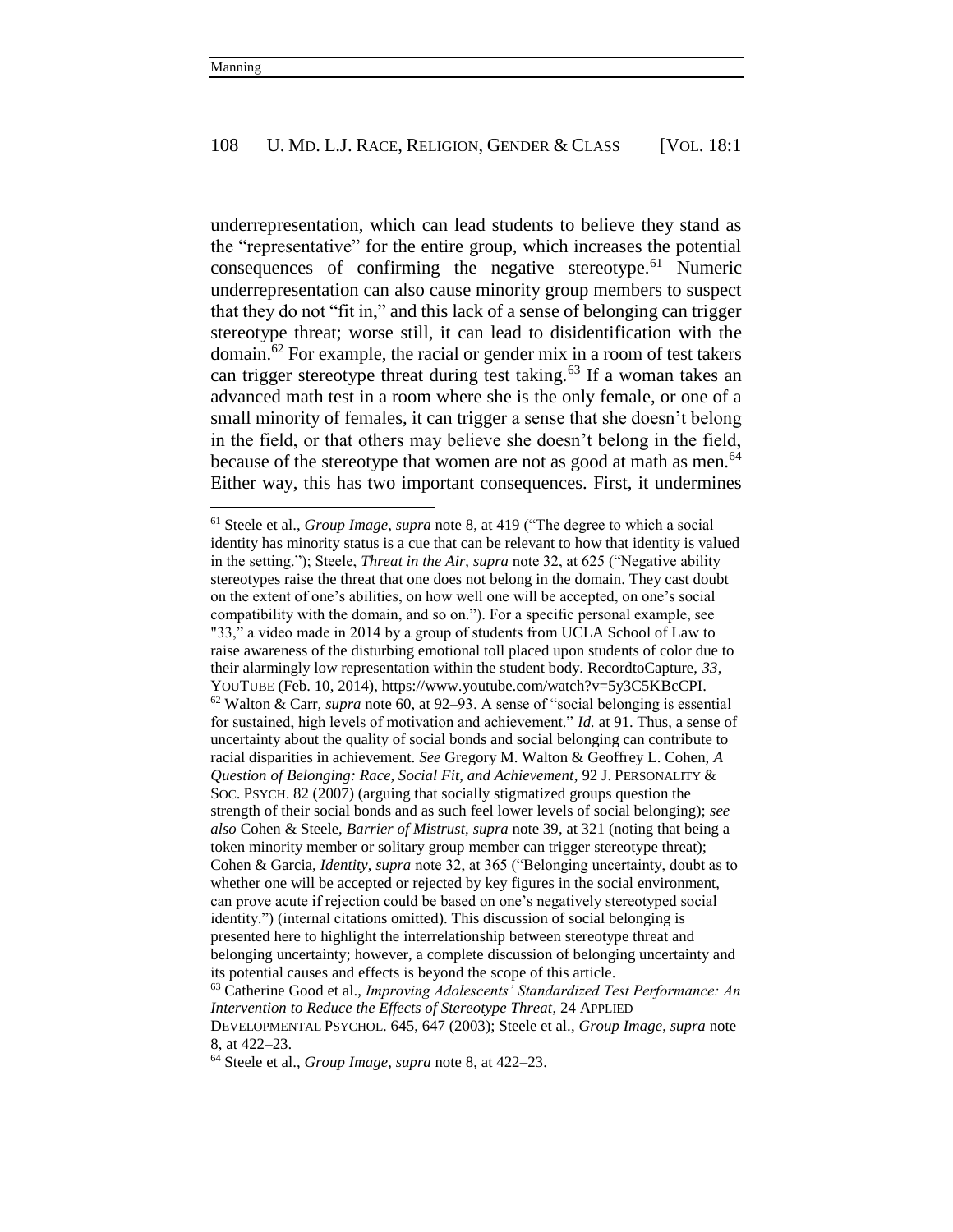underrepresentation, which can lead students to believe they stand as the "representative" for the entire group, which increases the potential consequences of confirming the negative stereotype.[61] Numeric underrepresentation can also cause minority group members to suspect that they do not "fit in," and this lack of a sense of belonging can trigger stereotype threat; worse still, it can lead to disidentification with the domain.[62] For example, the racial or gender mix in a room of test takers can trigger stereotype threat during test taking.[63] If a woman takes an advanced math test in a room where she is the only female, or one of a small minority of females, it can trigger a sense that she doesn't belong in the field, or that others may believe she doesn't belong in the field, because of the stereotype that women are not as good at math as men.[64] Either way, this has two important consequences. First, it undermines

---

[61] Steele et al., *Group Image*, *supra* note 8, at 419 ("The degree to which a social identity has minority status is a cue that can be relevant to how that identity is valued in the setting."); Steele, *Threat in the Air*, *supra* note 32, at 625 ("Negative ability stereotypes raise the threat that one does not belong in the domain. They cast doubt on the extent of one's abilities, on how well one will be accepted, on one's social compatibility with the domain, and so on."). For a specific personal example, see "33," a video made in 2014 by a group of students from UCLA School of Law to raise awareness of the disturbing emotional toll placed upon students of color due to their alarmingly low representation within the student body. RecordtoCapture, *33*, YOUTUBE (Feb. 10, 2014), https://www.youtube.com/watch?v=5y3C5KBcCPI.

[62] Walton & Carr, *supra* note 60, at 92–93. A sense of "social belonging is essential for sustained, high levels of motivation and achievement." *Id.* at 91. Thus, a sense of uncertainty about the quality of social bonds and social belonging can contribute to racial disparities in achievement. *See* Gregory M. Walton & Geoffrey L. Cohen, *A Question of Belonging: Race, Social Fit, and Achievement*, 92 J. PERSONALITY & SOC. PSYCH. 82 (2007) (arguing that socially stigmatized groups question the strength of their social bonds and as such feel lower levels of social belonging); *see also* Cohen & Steele, *Barrier of Mistrust*, *supra* note 39, at 321 (noting that being a token minority member or solitary group member can trigger stereotype threat); Cohen & Garcia, *Identity*, *supra* note 32, at 365 ("Belonging uncertainty, doubt as to whether one will be accepted or rejected by key figures in the social environment, can prove acute if rejection could be based on one's negatively stereotyped social identity.") (internal citations omitted). This discussion of social belonging is presented here to highlight the interrelationship between stereotype threat and belonging uncertainty; however, a complete discussion of belonging uncertainty and its potential causes and effects is beyond the scope of this article.

[63] Catherine Good et al., *Improving Adolescents' Standardized Test Performance: An Intervention to Reduce the Effects of Stereotype Threat*, 24 APPLIED DEVELOPMENTAL PSYCHOL. 645, 647 (2003); Steele et al., *Group Image*, *supra* note 8, at 422–23.

[64] Steele et al., *Group Image*, *supra* note 8, at 422–23.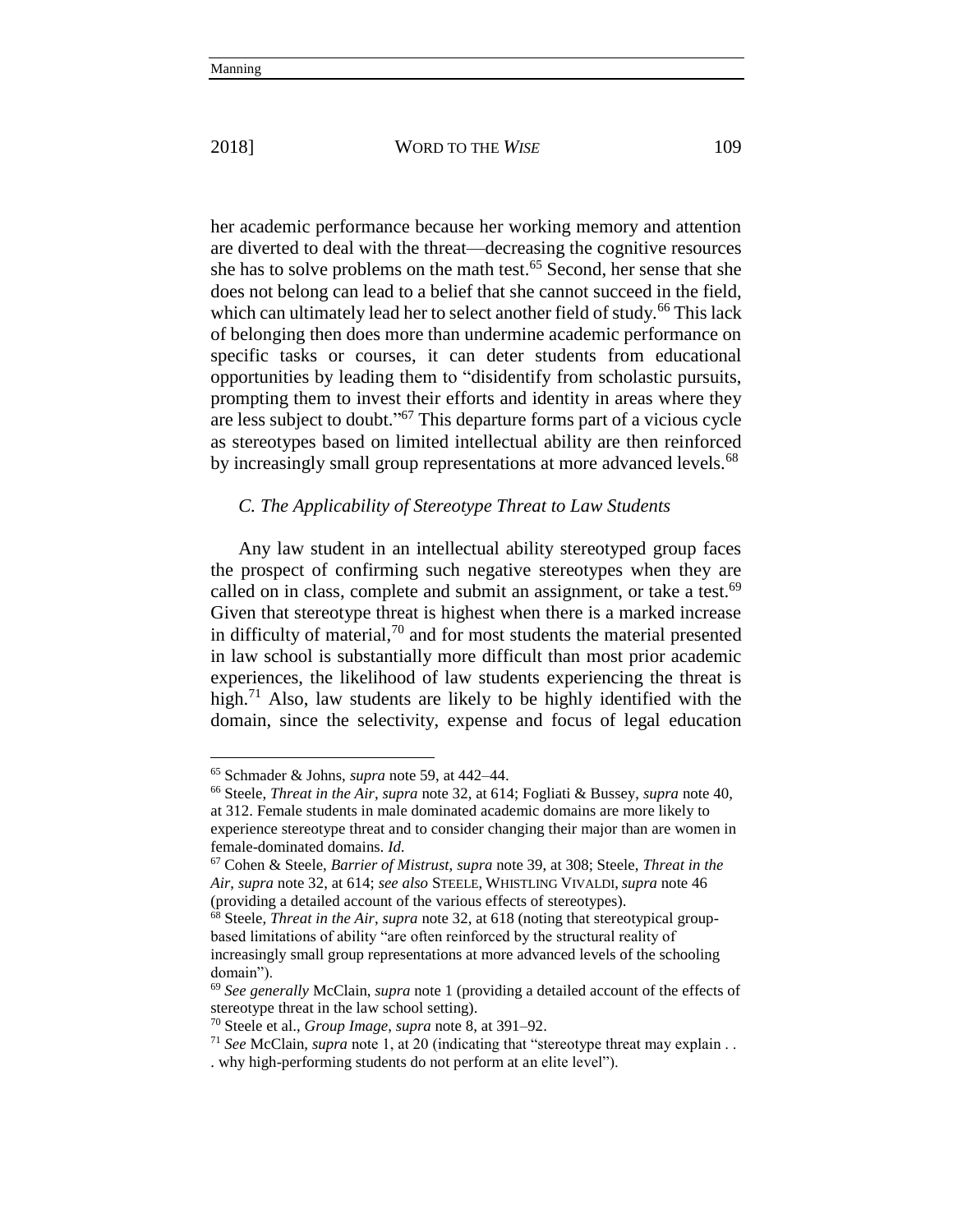her academic performance because her working memory and attention are diverted to deal with the threat—decreasing the cognitive resources she has to solve problems on the math test.[65] Second, her sense that she does not belong can lead to a belief that she cannot succeed in the field, which can ultimately lead her to select another field of study.[66] This lack of belonging then does more than undermine academic performance on specific tasks or courses, it can deter students from educational opportunities by leading them to "disidentify from scholastic pursuits, prompting them to invest their efforts and identity in areas where they are less subject to doubt."[67] This departure forms part of a vicious cycle as stereotypes based on limited intellectual ability are then reinforced by increasingly small group representations at more advanced levels.[68]

### *C. The Applicability of Stereotype Threat to Law Students*

Any law student in an intellectual ability stereotyped group faces the prospect of confirming such negative stereotypes when they are called on in class, complete and submit an assignment, or take a test.[69] Given that stereotype threat is highest when there is a marked increase in difficulty of material,[70] and for most students the material presented in law school is substantially more difficult than most prior academic experiences, the likelihood of law students experiencing the threat is high.[71] Also, law students are likely to be highly identified with the domain, since the selectivity, expense and focus of legal education

---

[65] Schmader & Johns, *supra* note 59, at 442–44.

[66] Steele, *Threat in the Air*, *supra* note 32, at 614; Fogliati & Bussey, *supra* note 40, at 312. Female students in male dominated academic domains are more likely to experience stereotype threat and to consider changing their major than are women in female-dominated domains. *Id.*

[67] Cohen & Steele, *Barrier of Mistrust*, *supra* note 39, at 308; Steele, *Threat in the Air*, *supra* note 32, at 614; *see also* STEELE, WHISTLING VIVALDI, *supra* note 46 (providing a detailed account of the various effects of stereotypes).

[68] Steele, *Threat in the Air*, *supra* note 32, at 618 (noting that stereotypical group-based limitations of ability "are often reinforced by the structural reality of increasingly small group representations at more advanced levels of the schooling domain").

[69] *See generally* McClain, *supra* note 1 (providing a detailed account of the effects of stereotype threat in the law school setting).

[70] Steele et al., *Group Image*, *supra* note 8, at 391–92.

[71] *See* McClain, *supra* note 1, at 20 (indicating that "stereotype threat may explain . . . why high-performing students do not perform at an elite level").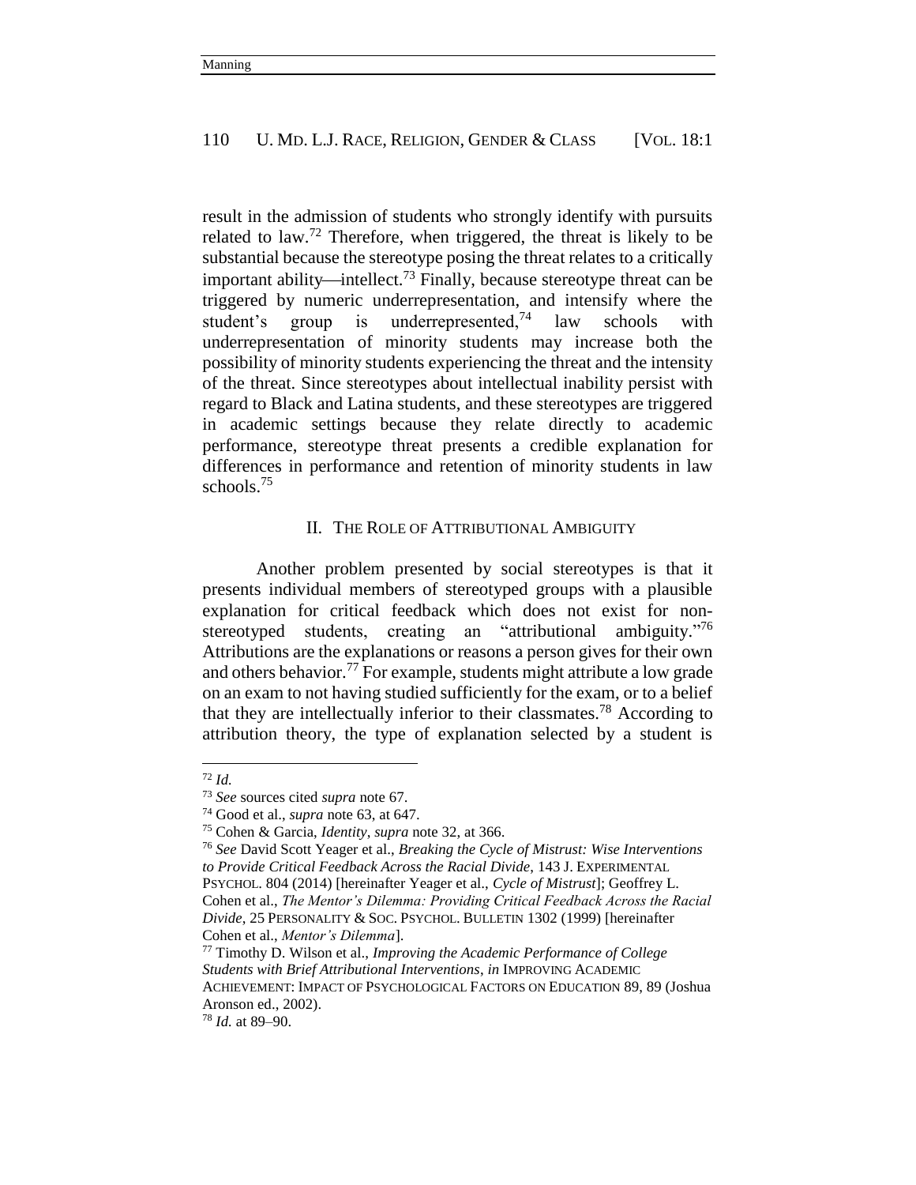result in the admission of students who strongly identify with pursuits related to law.[72] Therefore, when triggered, the threat is likely to be substantial because the stereotype posing the threat relates to a critically important ability—intellect.[73] Finally, because stereotype threat can be triggered by numeric underrepresentation, and intensify where the student's group is underrepresented,[74] law schools with underrepresentation of minority students may increase both the possibility of minority students experiencing the threat and the intensity of the threat. Since stereotypes about intellectual inability persist with regard to Black and Latina students, and these stereotypes are triggered in academic settings because they relate directly to academic performance, stereotype threat presents a credible explanation for differences in performance and retention of minority students in law schools.[75]

## II. THE ROLE OF ATTRIBUTIONAL AMBIGUITY

Another problem presented by social stereotypes is that it presents individual members of stereotyped groups with a plausible explanation for critical feedback which does not exist for non-stereotyped students, creating an "attributional ambiguity."[76] Attributions are the explanations or reasons a person gives for their own and others behavior.[77] For example, students might attribute a low grade on an exam to not having studied sufficiently for the exam, or to a belief that they are intellectually inferior to their classmates.[78] According to attribution theory, the type of explanation selected by a student is

---

[72] *Id.*

[73] *See* sources cited *supra* note 67.

[74] Good et al., *supra* note 63, at 647.

[75] Cohen & Garcia, *Identity*, *supra* note 32, at 366.

[76] *See* David Scott Yeager et al., *Breaking the Cycle of Mistrust: Wise Interventions to Provide Critical Feedback Across the Racial Divide*, 143 J. EXPERIMENTAL PSYCHOL. 804 (2014) [hereinafter Yeager et al., *Cycle of Mistrust*]; Geoffrey L. Cohen et al., *The Mentor's Dilemma: Providing Critical Feedback Across the Racial Divide*, 25 PERSONALITY & SOC. PSYCHOL. BULLETIN 1302 (1999) [hereinafter Cohen et al., *Mentor's Dilemma*].

[77] Timothy D. Wilson et al., *Improving the Academic Performance of College Students with Brief Attributional Interventions*, *in* IMPROVING ACADEMIC ACHIEVEMENT: IMPACT OF PSYCHOLOGICAL FACTORS ON EDUCATION 89, 89 (Joshua Aronson ed., 2002).

[78] *Id.* at 89–90.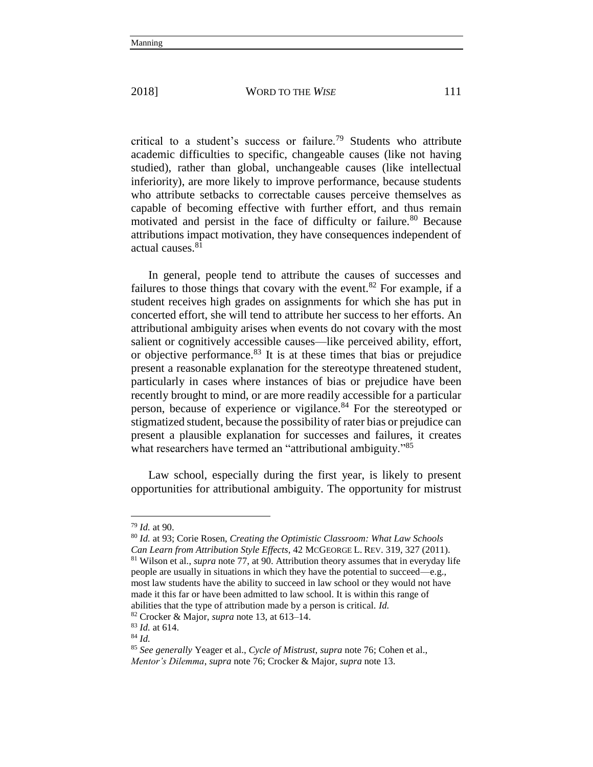critical to a student's success or failure.[79] Students who attribute academic difficulties to specific, changeable causes (like not having studied), rather than global, unchangeable causes (like intellectual inferiority), are more likely to improve performance, because students who attribute setbacks to correctable causes perceive themselves as capable of becoming effective with further effort, and thus remain motivated and persist in the face of difficulty or failure.[80] Because attributions impact motivation, they have consequences independent of actual causes.[81]

In general, people tend to attribute the causes of successes and failures to those things that covary with the event.[82] For example, if a student receives high grades on assignments for which she has put in concerted effort, she will tend to attribute her success to her efforts. An attributional ambiguity arises when events do not covary with the most salient or cognitively accessible causes—like perceived ability, effort, or objective performance.[83] It is at these times that bias or prejudice present a reasonable explanation for the stereotype threatened student, particularly in cases where instances of bias or prejudice have been recently brought to mind, or are more readily accessible for a particular person, because of experience or vigilance.[84] For the stereotyped or stigmatized student, because the possibility of rater bias or prejudice can present a plausible explanation for successes and failures, it creates what researchers have termed an "attributional ambiguity."[85]

Law school, especially during the first year, is likely to present opportunities for attributional ambiguity. The opportunity for mistrust

---

[79] *Id.* at 90.

[80] *Id.* at 93; Corie Rosen, *Creating the Optimistic Classroom: What Law Schools Can Learn from Attribution Style Effects*, 42 MCGEORGE L. REV. 319, 327 (2011).

[81] Wilson et al., *supra* note 77, at 90. Attribution theory assumes that in everyday life people are usually in situations in which they have the potential to succeed—e.g., most law students have the ability to succeed in law school or they would not have made it this far or have been admitted to law school. It is within this range of abilities that the type of attribution made by a person is critical. *Id.*

[82] Crocker & Major, *supra* note 13, at 613–14.

[83] *Id.* at 614.

[84] *Id.*

[85] *See generally* Yeager et al., *Cycle of Mistrust*, *supra* note 76; Cohen et al., *Mentor's Dilemma*, *supra* note 76; Crocker & Major, *supra* note 13.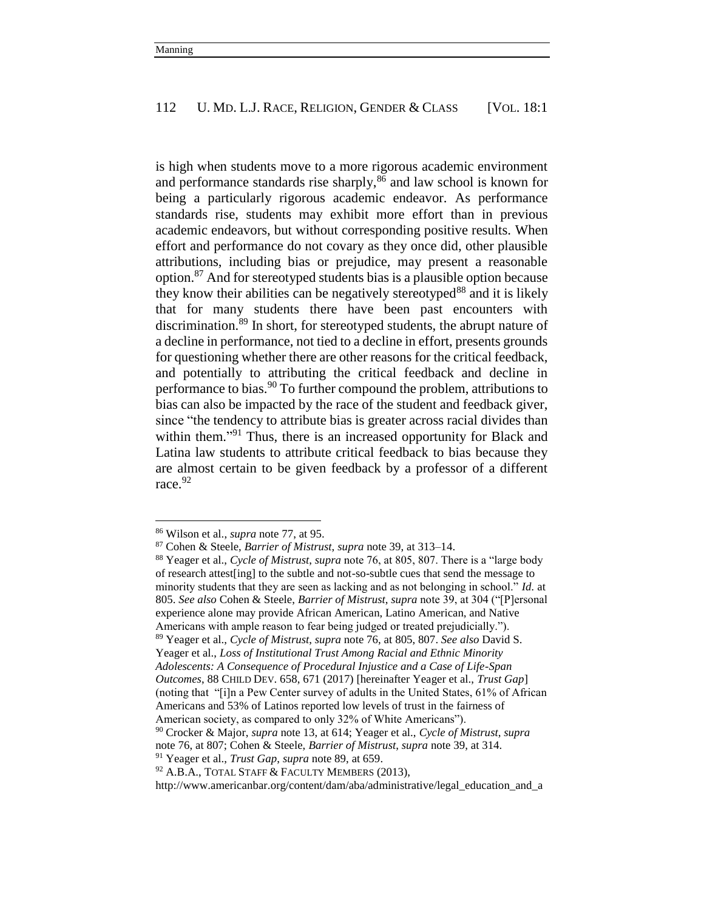is high when students move to a more rigorous academic environment and performance standards rise sharply,[86] and law school is known for being a particularly rigorous academic endeavor. As performance standards rise, students may exhibit more effort than in previous academic endeavors, but without corresponding positive results. When effort and performance do not covary as they once did, other plausible attributions, including bias or prejudice, may present a reasonable option.[87] And for stereotyped students bias is a plausible option because they know their abilities can be negatively stereotyped[88] and it is likely that for many students there have been past encounters with discrimination.[89] In short, for stereotyped students, the abrupt nature of a decline in performance, not tied to a decline in effort, presents grounds for questioning whether there are other reasons for the critical feedback, and potentially to attributing the critical feedback and decline in performance to bias.[90] To further compound the problem, attributions to bias can also be impacted by the race of the student and feedback giver, since "the tendency to attribute bias is greater across racial divides than within them."[91] Thus, there is an increased opportunity for Black and Latina law students to attribute critical feedback to bias because they are almost certain to be given feedback by a professor of a different race.[92]

---

[86] Wilson et al., *supra* note 77, at 95.

[87] Cohen & Steele, *Barrier of Mistrust*, *supra* note 39, at 313–14.

[88] Yeager et al., *Cycle of Mistrust*, *supra* note 76, at 805, 807. There is a "large body of research attest[ing] to the subtle and not-so-subtle cues that send the message to minority students that they are seen as lacking and as not belonging in school." *Id.* at 805. *See also* Cohen & Steele, *Barrier of Mistrust*, *supra* note 39, at 304 ("[P]ersonal experience alone may provide African American, Latino American, and Native Americans with ample reason to fear being judged or treated prejudicially.").

[89] Yeager et al., *Cycle of Mistrust*, *supra* note 76, at 805, 807. *See also* David S. Yeager et al., *Loss of Institutional Trust Among Racial and Ethnic Minority Adolescents: A Consequence of Procedural Injustice and a Case of Life-Span Outcomes*, 88 CHILD DEV. 658, 671 (2017) [hereinafter Yeager et al., *Trust Gap*] (noting that "[i]n a Pew Center survey of adults in the United States, 61% of African Americans and 53% of Latinos reported low levels of trust in the fairness of American society, as compared to only 32% of White Americans").

[90] Crocker & Major, *supra* note 13, at 614; Yeager et al., *Cycle of Mistrust*, *supra* note 76, at 807; Cohen & Steele, *Barrier of Mistrust*, *supra* note 39, at 314.

[91] Yeager et al., *Trust Gap*, *supra* note 89, at 659.

[92] A.B.A., TOTAL STAFF & FACULTY MEMBERS (2013), http://www.americanbar.org/content/dam/aba/administrative/legal_education_and_a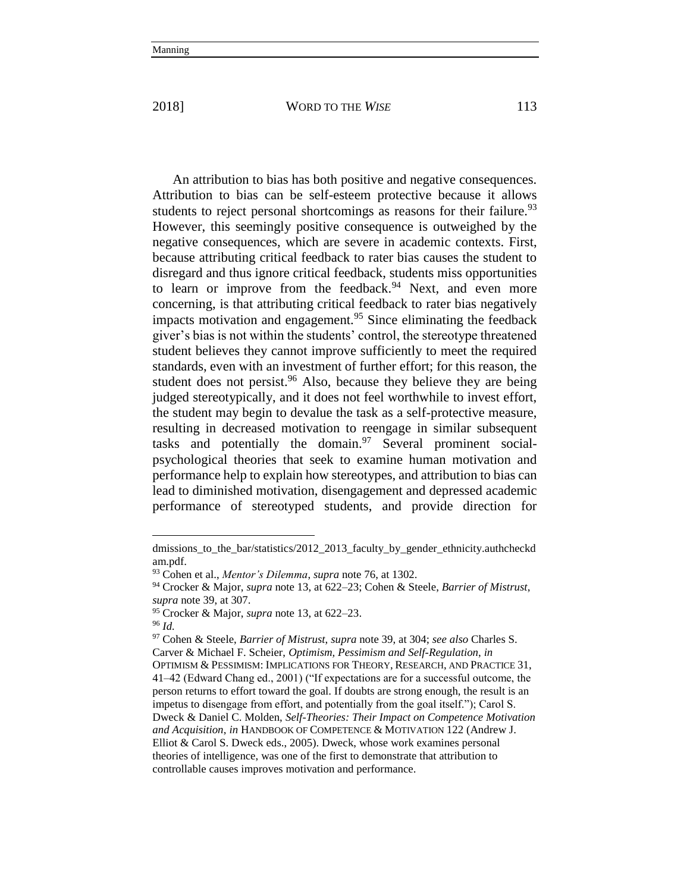An attribution to bias has both positive and negative consequences. Attribution to bias can be self-esteem protective because it allows students to reject personal shortcomings as reasons for their failure.[93] However, this seemingly positive consequence is outweighed by the negative consequences, which are severe in academic contexts. First, because attributing critical feedback to rater bias causes the student to disregard and thus ignore critical feedback, students miss opportunities to learn or improve from the feedback.[94] Next, and even more concerning, is that attributing critical feedback to rater bias negatively impacts motivation and engagement.[95] Since eliminating the feedback giver's bias is not within the students' control, the stereotype threatened student believes they cannot improve sufficiently to meet the required standards, even with an investment of further effort; for this reason, the student does not persist.[96] Also, because they believe they are being judged stereotypically, and it does not feel worthwhile to invest effort, the student may begin to devalue the task as a self-protective measure, resulting in decreased motivation to reengage in similar subsequent tasks and potentially the domain.[97] Several prominent social-psychological theories that seek to examine human motivation and performance help to explain how stereotypes, and attribution to bias can lead to diminished motivation, disengagement and depressed academic performance of stereotyped students, and provide direction for

---

dmissions_to_the_bar/statistics/2012_2013_faculty_by_gender_ethnicity.authcheckdam.pdf.

[93] Cohen et al., *Mentor's Dilemma*, *supra* note 76, at 1302.

[94] Crocker & Major, *supra* note 13, at 622–23; Cohen & Steele, *Barrier of Mistrust*, *supra* note 39, at 307.

[95] Crocker & Major, *supra* note 13, at 622–23.

[96] *Id.*

[97] Cohen & Steele, *Barrier of Mistrust*, *supra* note 39, at 304; *see also* Charles S. Carver & Michael F. Scheier, *Optimism, Pessimism and Self-Regulation*, *in* OPTIMISM & PESSIMISM: IMPLICATIONS FOR THEORY, RESEARCH, AND PRACTICE 31, 41–42 (Edward Chang ed., 2001) ("If expectations are for a successful outcome, the person returns to effort toward the goal. If doubts are strong enough, the result is an impetus to disengage from effort, and potentially from the goal itself."); Carol S. Dweck & Daniel C. Molden, *Self-Theories: Their Impact on Competence Motivation and Acquisition*, *in* HANDBOOK OF COMPETENCE & MOTIVATION 122 (Andrew J. Elliot & Carol S. Dweck eds., 2005). Dweck, whose work examines personal theories of intelligence, was one of the first to demonstrate that attribution to controllable causes improves motivation and performance.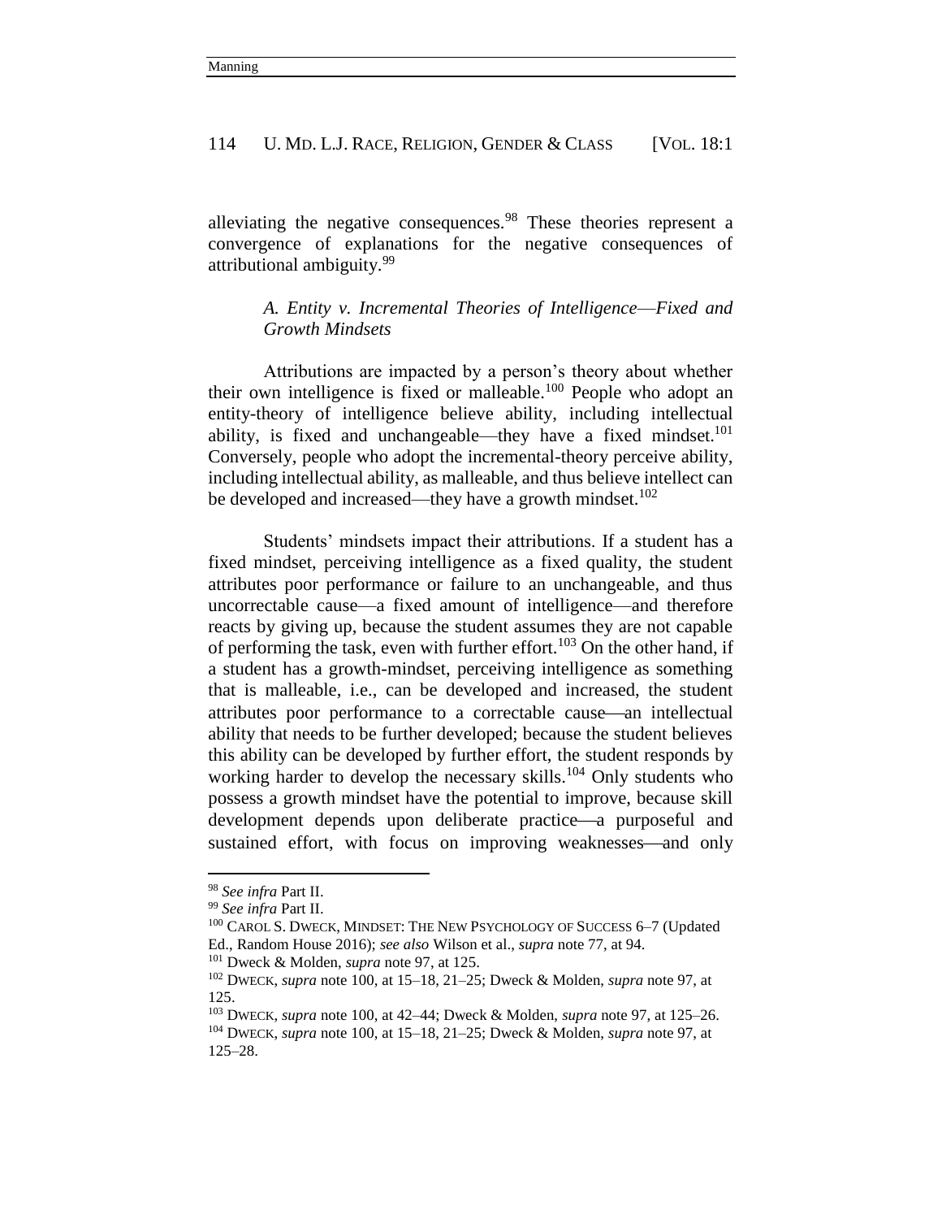alleviating the negative consequences.[98] These theories represent a convergence of explanations for the negative consequences of attributional ambiguity.[99]

### *A. Entity v. Incremental Theories of Intelligence—Fixed and Growth Mindsets*

Attributions are impacted by a person's theory about whether their own intelligence is fixed or malleable.[100] People who adopt an entity-theory of intelligence believe ability, including intellectual ability, is fixed and unchangeable—they have a fixed mindset.[101] Conversely, people who adopt the incremental-theory perceive ability, including intellectual ability, as malleable, and thus believe intellect can be developed and increased—they have a growth mindset.[102]

Students' mindsets impact their attributions. If a student has a fixed mindset, perceiving intelligence as a fixed quality, the student attributes poor performance or failure to an unchangeable, and thus uncorrectable cause—a fixed amount of intelligence—and therefore reacts by giving up, because the student assumes they are not capable of performing the task, even with further effort.[103] On the other hand, if a student has a growth-mindset, perceiving intelligence as something that is malleable, i.e., can be developed and increased, the student attributes poor performance to a correctable cause—an intellectual ability that needs to be further developed; because the student believes this ability can be developed by further effort, the student responds by working harder to develop the necessary skills.[104] Only students who possess a growth mindset have the potential to improve, because skill development depends upon deliberate practice—a purposeful and sustained effort, with focus on improving weaknesses—and only

---

[98] *See infra* Part II.

[99] *See infra* Part II.

[100] CAROL S. DWECK, MINDSET: THE NEW PSYCHOLOGY OF SUCCESS 6–7 (Updated Ed., Random House 2016); *see also* Wilson et al., *supra* note 77, at 94.

[101] Dweck & Molden, *supra* note 97, at 125.

[102] DWECK, *supra* note 100, at 15–18, 21–25; Dweck & Molden, *supra* note 97, at 125.

[103] DWECK, *supra* note 100, at 42–44; Dweck & Molden, *supra* note 97, at 125–26.

[104] DWECK, *supra* note 100, at 15–18, 21–25; Dweck & Molden, *supra* note 97, at 125–28.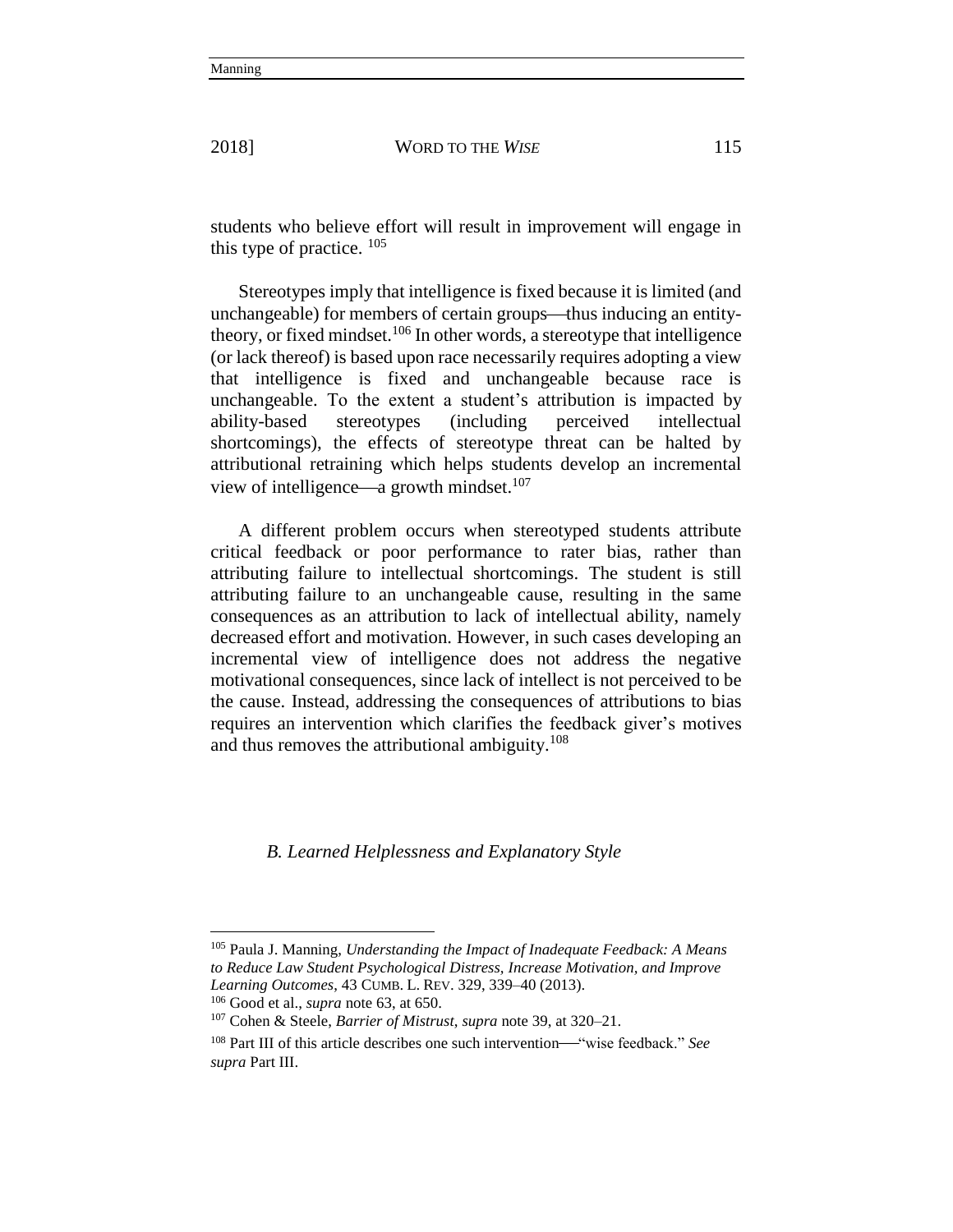students who believe effort will result in improvement will engage in this type of practice. [105]

Stereotypes imply that intelligence is fixed because it is limited (and unchangeable) for members of certain groups—thus inducing an entity-theory, or fixed mindset.[106] In other words, a stereotype that intelligence (or lack thereof) is based upon race necessarily requires adopting a view that intelligence is fixed and unchangeable because race is unchangeable. To the extent a student's attribution is impacted by ability-based stereotypes (including perceived intellectual shortcomings), the effects of stereotype threat can be halted by attributional retraining which helps students develop an incremental view of intelligence—a growth mindset.[107]

A different problem occurs when stereotyped students attribute critical feedback or poor performance to rater bias, rather than attributing failure to intellectual shortcomings. The student is still attributing failure to an unchangeable cause, resulting in the same consequences as an attribution to lack of intellectual ability, namely decreased effort and motivation. However, in such cases developing an incremental view of intelligence does not address the negative motivational consequences, since lack of intellect is not perceived to be the cause. Instead, addressing the consequences of attributions to bias requires an intervention which clarifies the feedback giver's motives and thus removes the attributional ambiguity.[108]

### *B. Learned Helplessness and Explanatory Style*

---

[105] Paula J. Manning, *Understanding the Impact of Inadequate Feedback: A Means to Reduce Law Student Psychological Distress, Increase Motivation, and Improve Learning Outcomes*, 43 CUMB. L. REV. 329, 339–40 (2013).

[106] Good et al., *supra* note 63, at 650.

[107] Cohen & Steele, *Barrier of Mistrust*, *supra* note 39, at 320–21.

[108] Part III of this article describes one such intervention—"wise feedback." *See supra* Part III.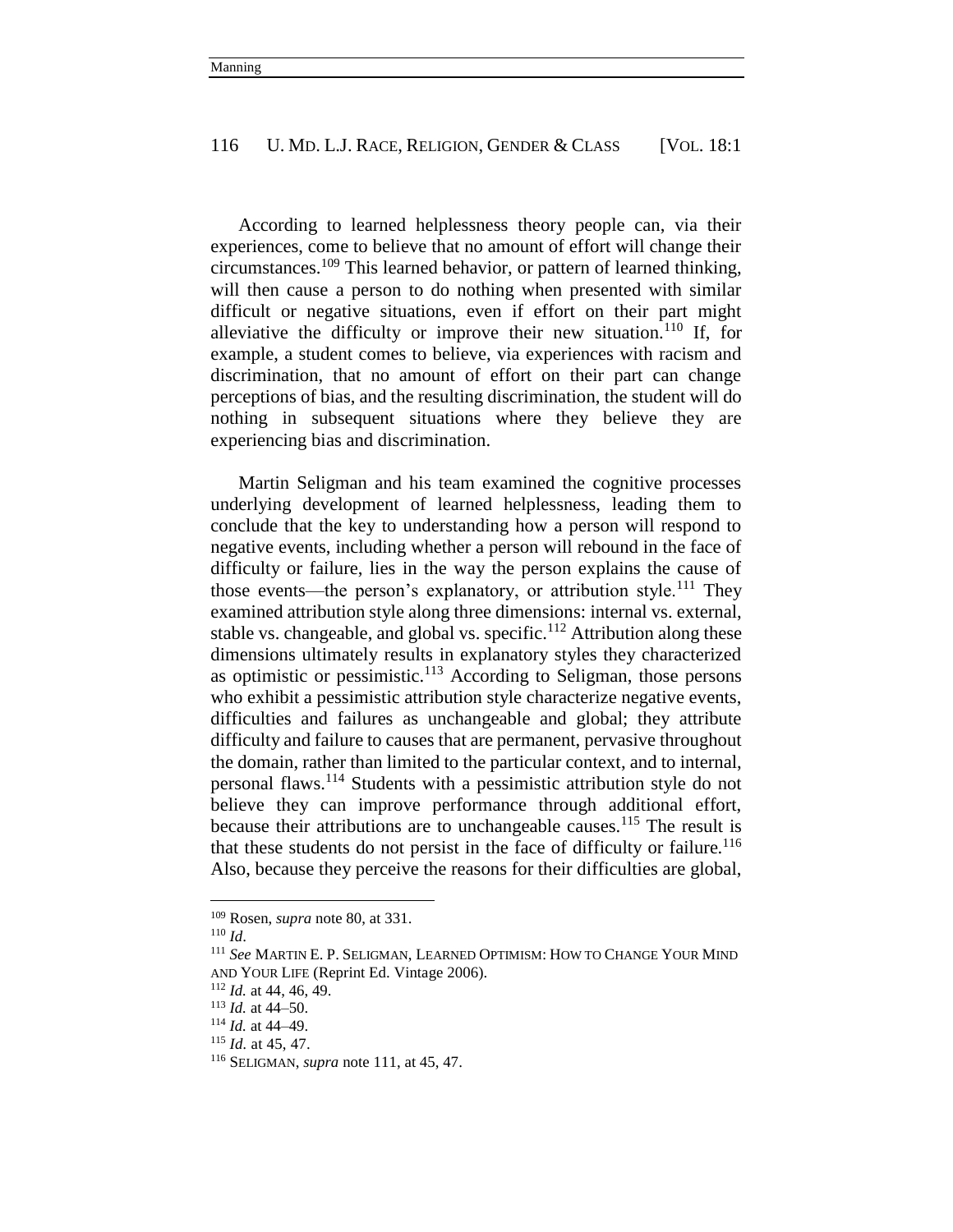According to learned helplessness theory people can, via their experiences, come to believe that no amount of effort will change their circumstances.[109] This learned behavior, or pattern of learned thinking, will then cause a person to do nothing when presented with similar difficult or negative situations, even if effort on their part might alleviative the difficulty or improve their new situation.[110] If, for example, a student comes to believe, via experiences with racism and discrimination, that no amount of effort on their part can change perceptions of bias, and the resulting discrimination, the student will do nothing in subsequent situations where they believe they are experiencing bias and discrimination.

Martin Seligman and his team examined the cognitive processes underlying development of learned helplessness, leading them to conclude that the key to understanding how a person will respond to negative events, including whether a person will rebound in the face of difficulty or failure, lies in the way the person explains the cause of those events—the person's explanatory, or attribution style.[111] They examined attribution style along three dimensions: internal vs. external, stable vs. changeable, and global vs. specific.[112] Attribution along these dimensions ultimately results in explanatory styles they characterized as optimistic or pessimistic.[113] According to Seligman, those persons who exhibit a pessimistic attribution style characterize negative events, difficulties and failures as unchangeable and global; they attribute difficulty and failure to causes that are permanent, pervasive throughout the domain, rather than limited to the particular context, and to internal, personal flaws.[114] Students with a pessimistic attribution style do not believe they can improve performance through additional effort, because their attributions are to unchangeable causes.[115] The result is that these students do not persist in the face of difficulty or failure.[116] Also, because they perceive the reasons for their difficulties are global,

---

[109] Rosen, *supra* note 80, at 331.

[110] *Id*.

[111] *See* MARTIN E. P. SELIGMAN, LEARNED OPTIMISM: HOW TO CHANGE YOUR MIND AND YOUR LIFE (Reprint Ed. Vintage 2006).

[112] *Id.* at 44, 46, 49.

[113] *Id.* at 44–50.

[114] *Id.* at 44–49.

[115] *Id.* at 45, 47.

[116] SELIGMAN, *supra* note 111, at 45, 47.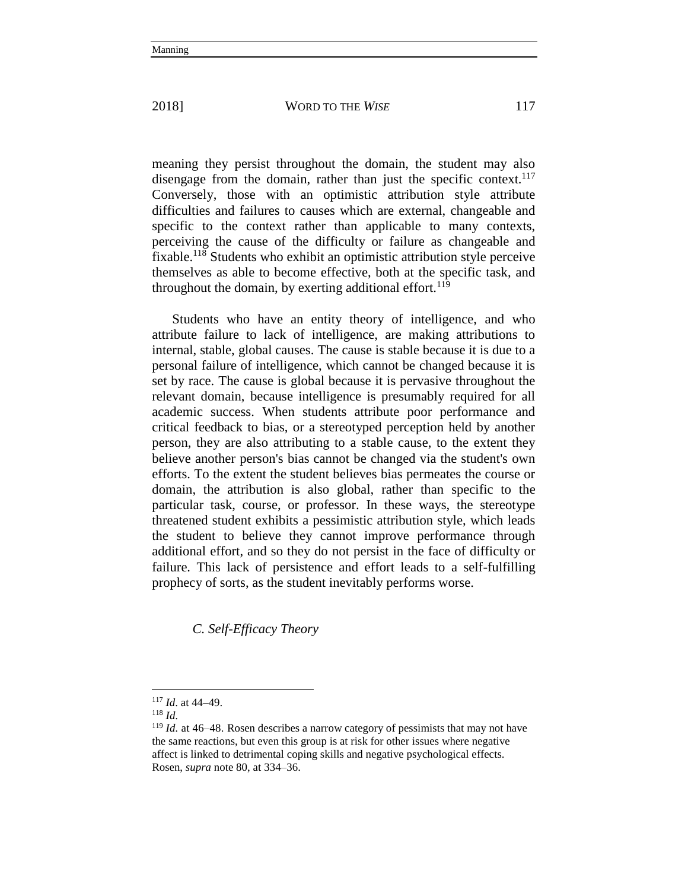meaning they persist throughout the domain, the student may also disengage from the domain, rather than just the specific context.[117] Conversely, those with an optimistic attribution style attribute difficulties and failures to causes which are external, changeable and specific to the context rather than applicable to many contexts, perceiving the cause of the difficulty or failure as changeable and fixable.[118] Students who exhibit an optimistic attribution style perceive themselves as able to become effective, both at the specific task, and throughout the domain, by exerting additional effort.[119]

Students who have an entity theory of intelligence, and who attribute failure to lack of intelligence, are making attributions to internal, stable, global causes. The cause is stable because it is due to a personal failure of intelligence, which cannot be changed because it is set by race. The cause is global because it is pervasive throughout the relevant domain, because intelligence is presumably required for all academic success. When students attribute poor performance and critical feedback to bias, or a stereotyped perception held by another person, they are also attributing to a stable cause, to the extent they believe another person's bias cannot be changed via the student's own efforts. To the extent the student believes bias permeates the course or domain, the attribution is also global, rather than specific to the particular task, course, or professor. In these ways, the stereotype threatened student exhibits a pessimistic attribution style, which leads the student to believe they cannot improve performance through additional effort, and so they do not persist in the face of difficulty or failure. This lack of persistence and effort leads to a self-fulfilling prophecy of sorts, as the student inevitably performs worse.

### *C. Self-Efficacy Theory*

---

[117] *Id*. at 44–49.

[118] *Id.*

[119] *Id.* at 46–48. Rosen describes a narrow category of pessimists that may not have the same reactions, but even this group is at risk for other issues where negative affect is linked to detrimental coping skills and negative psychological effects. Rosen, *supra* note 80, at 334–36.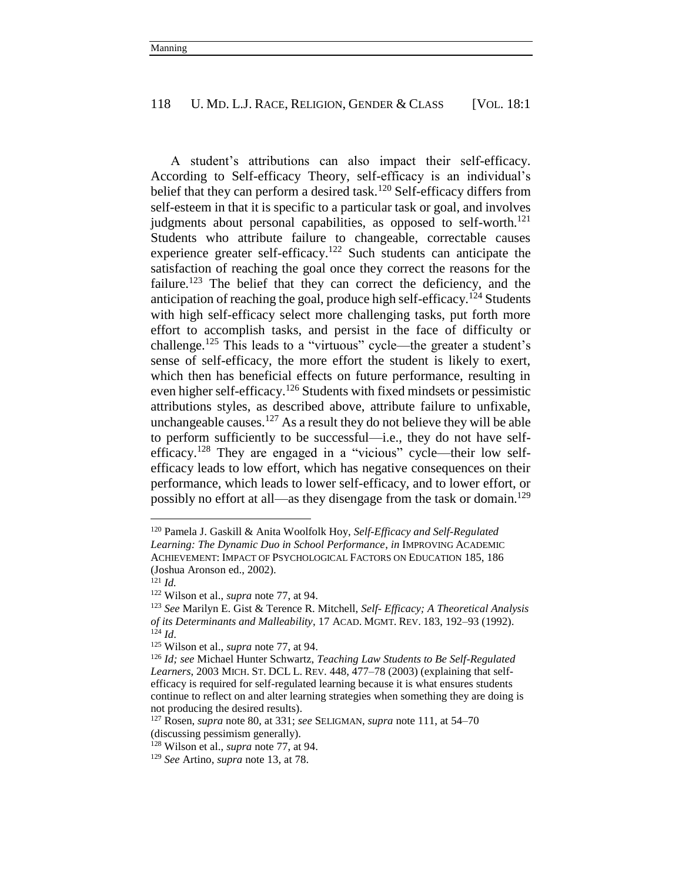A student's attributions can also impact their self-efficacy. According to Self-efficacy Theory, self-efficacy is an individual's belief that they can perform a desired task.[120] Self-efficacy differs from self-esteem in that it is specific to a particular task or goal, and involves judgments about personal capabilities, as opposed to self-worth.[121] Students who attribute failure to changeable, correctable causes experience greater self-efficacy.[122] Such students can anticipate the satisfaction of reaching the goal once they correct the reasons for the failure.[123] The belief that they can correct the deficiency, and the anticipation of reaching the goal, produce high self-efficacy.[124] Students with high self-efficacy select more challenging tasks, put forth more effort to accomplish tasks, and persist in the face of difficulty or challenge.[125] This leads to a "virtuous" cycle—the greater a student's sense of self-efficacy, the more effort the student is likely to exert, which then has beneficial effects on future performance, resulting in even higher self-efficacy.[126] Students with fixed mindsets or pessimistic attributions styles, as described above, attribute failure to unfixable, unchangeable causes.[127] As a result they do not believe they will be able to perform sufficiently to be successful—i.e., they do not have self-efficacy.[128] They are engaged in a "vicious" cycle—their low self-efficacy leads to low effort, which has negative consequences on their performance, which leads to lower self-efficacy, and to lower effort, or possibly no effort at all—as they disengage from the task or domain.[129]

---

[120] Pamela J. Gaskill & Anita Woolfolk Hoy, *Self-Efficacy and Self-Regulated Learning: The Dynamic Duo in School Performance*, *in* IMPROVING ACADEMIC ACHIEVEMENT: IMPACT OF PSYCHOLOGICAL FACTORS ON EDUCATION 185, 186 (Joshua Aronson ed., 2002).

[121] *Id.*

[122] Wilson et al., *supra* note 77, at 94.

[123] *See* Marilyn E. Gist & Terence R. Mitchell, *Self- Efficacy; A Theoretical Analysis of its Determinants and Malleability*, 17 ACAD. MGMT. REV. 183, 192–93 (1992).

[124] *Id*.

[125] Wilson et al., *supra* note 77, at 94.

[126] *Id; see* Michael Hunter Schwartz, *Teaching Law Students to Be Self-Regulated Learners*, 2003 MICH. ST. DCL L. REV. 448, 477–78 (2003) (explaining that self-efficacy is required for self-regulated learning because it is what ensures students continue to reflect on and alter learning strategies when something they are doing is not producing the desired results).

[127] Rosen, *supra* note 80, at 331; *see* SELIGMAN, *supra* note 111, at 54–70 (discussing pessimism generally).

[128] Wilson et al., *supra* note 77, at 94.

[129] *See* Artino, *supra* note 13, at 78.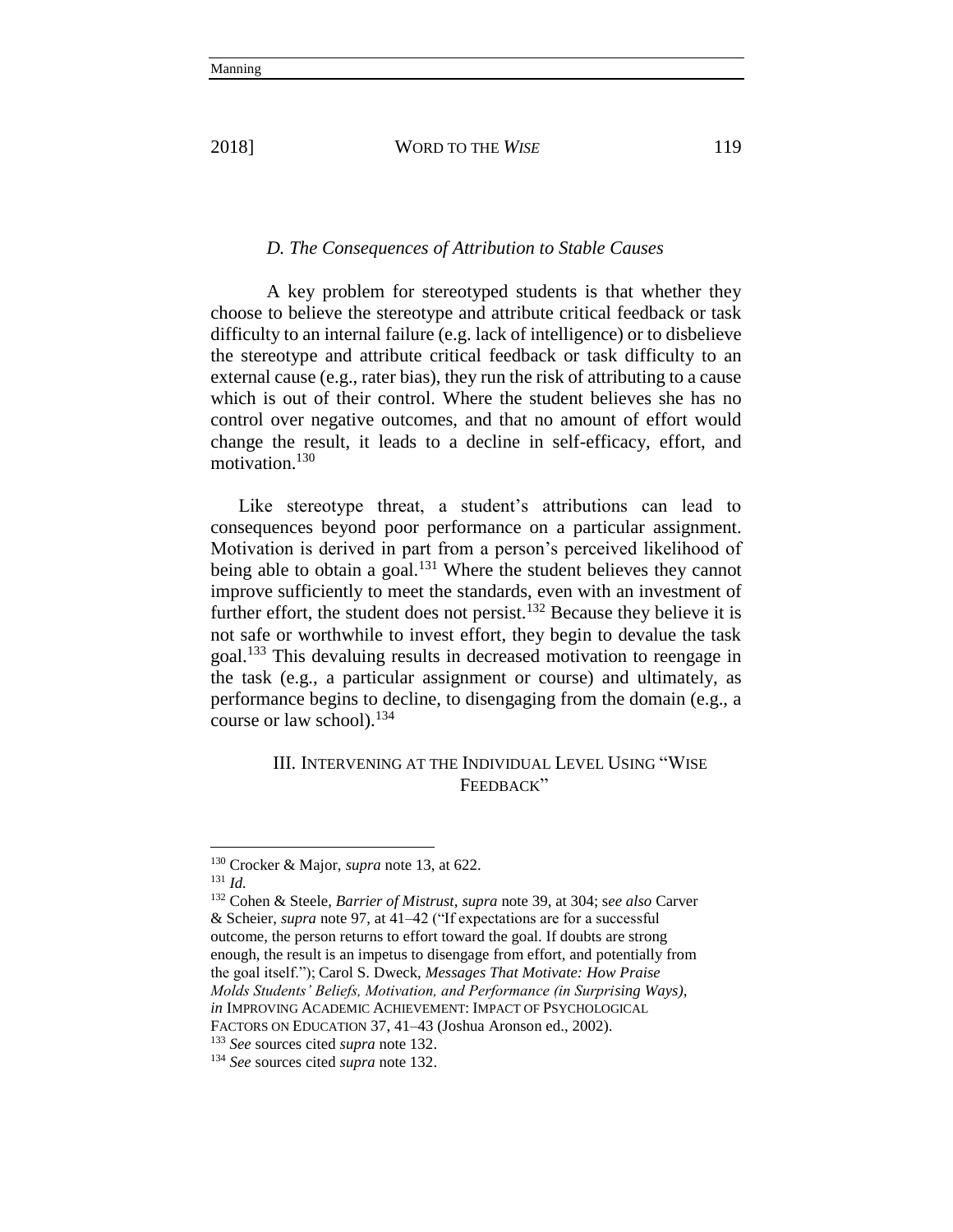### *D. The Consequences of Attribution to Stable Causes*

A key problem for stereotyped students is that whether they choose to believe the stereotype and attribute critical feedback or task difficulty to an internal failure (e.g. lack of intelligence) or to disbelieve the stereotype and attribute critical feedback or task difficulty to an external cause (e.g., rater bias), they run the risk of attributing to a cause which is out of their control. Where the student believes she has no control over negative outcomes, and that no amount of effort would change the result, it leads to a decline in self-efficacy, effort, and motivation.[130]

Like stereotype threat, a student's attributions can lead to consequences beyond poor performance on a particular assignment. Motivation is derived in part from a person's perceived likelihood of being able to obtain a goal.[131] Where the student believes they cannot improve sufficiently to meet the standards, even with an investment of further effort, the student does not persist.[132] Because they believe it is not safe or worthwhile to invest effort, they begin to devalue the task goal.[133] This devaluing results in decreased motivation to reengage in the task (e.g., a particular assignment or course) and ultimately, as performance begins to decline, to disengaging from the domain (e.g., a course or law school).[134]

## III. INTERVENING AT THE INDIVIDUAL LEVEL USING "WISE FEEDBACK"

---

[130] Crocker & Major, *supra* note 13, at 622.

[131] *Id.*

[132] Cohen & Steele, *Barrier of Mistrust*, *supra* note 39, at 304; *see also* Carver & Scheier, *supra* note 97, at 41–42 ("If expectations are for a successful outcome, the person returns to effort toward the goal. If doubts are strong enough, the result is an impetus to disengage from effort, and potentially from the goal itself."); Carol S. Dweck, *Messages That Motivate: How Praise Molds Students' Beliefs, Motivation, and Performance (in Surprising Ways)*, *in* IMPROVING ACADEMIC ACHIEVEMENT: IMPACT OF PSYCHOLOGICAL FACTORS ON EDUCATION 37, 41–43 (Joshua Aronson ed., 2002).

[133] *See* sources cited *supra* note 132.

[134] *See* sources cited *supra* note 132.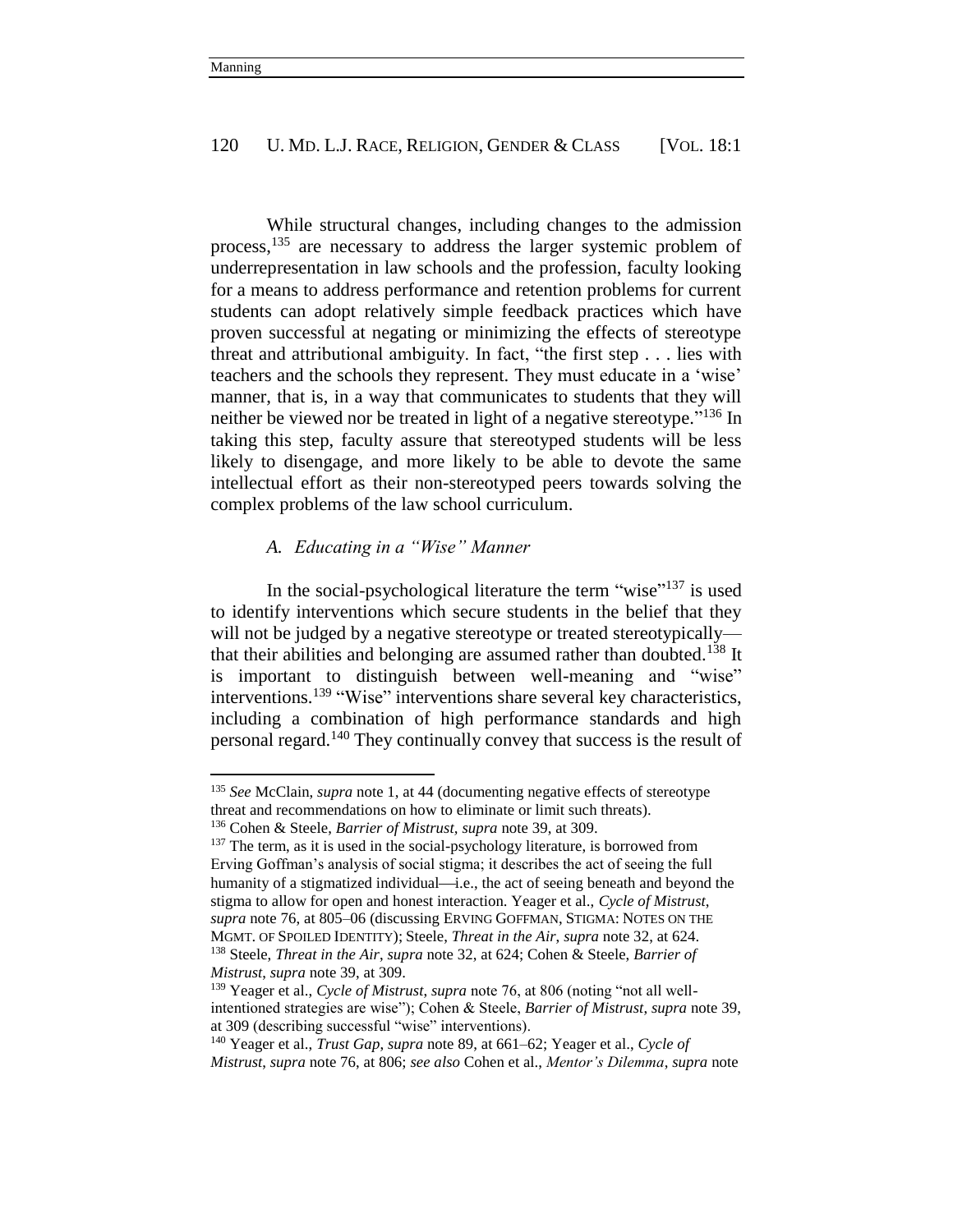While structural changes, including changes to the admission process,[135] are necessary to address the larger systemic problem of underrepresentation in law schools and the profession, faculty looking for a means to address performance and retention problems for current students can adopt relatively simple feedback practices which have proven successful at negating or minimizing the effects of stereotype threat and attributional ambiguity. In fact, "the first step . . . lies with teachers and the schools they represent. They must educate in a 'wise' manner, that is, in a way that communicates to students that they will neither be viewed nor be treated in light of a negative stereotype."[136] In taking this step, faculty assure that stereotyped students will be less likely to disengage, and more likely to be able to devote the same intellectual effort as their non-stereotyped peers towards solving the complex problems of the law school curriculum.

### *A. Educating in a "Wise" Manner*

In the social-psychological literature the term "wise"[137] is used to identify interventions which secure students in the belief that they will not be judged by a negative stereotype or treated stereotypically—that their abilities and belonging are assumed rather than doubted.[138] It is important to distinguish between well-meaning and "wise" interventions.[139] "Wise" interventions share several key characteristics, including a combination of high performance standards and high personal regard.[140] They continually convey that success is the result of

---

[135] *See* McClain, *supra* note 1, at 44 (documenting negative effects of stereotype threat and recommendations on how to eliminate or limit such threats).

[136] Cohen & Steele, *Barrier of Mistrust*, *supra* note 39, at 309.

[137] The term, as it is used in the social-psychology literature, is borrowed from Erving Goffman's analysis of social stigma; it describes the act of seeing the full humanity of a stigmatized individual—i.e., the act of seeing beneath and beyond the stigma to allow for open and honest interaction. Yeager et al., *Cycle of Mistrust*, *supra* note 76, at 805–06 (discussing ERVING GOFFMAN, STIGMA: NOTES ON THE MGMT. OF SPOILED IDENTITY); Steele, *Threat in the Air*, *supra* note 32, at 624.

[138] Steele, *Threat in the Air*, *supra* note 32, at 624; Cohen & Steele, *Barrier of Mistrust*, *supra* note 39, at 309.

[139] Yeager et al., *Cycle of Mistrust*, *supra* note 76, at 806 (noting "not all well-intentioned strategies are wise"); Cohen & Steele, *Barrier of Mistrust*, *supra* note 39, at 309 (describing successful "wise" interventions).

[140] Yeager et al., *Trust Gap*, *supra* note 89, at 661–62; Yeager et al., *Cycle of Mistrust*, *supra* note 76, at 806; *see also* Cohen et al., *Mentor's Dilemma*, *supra* note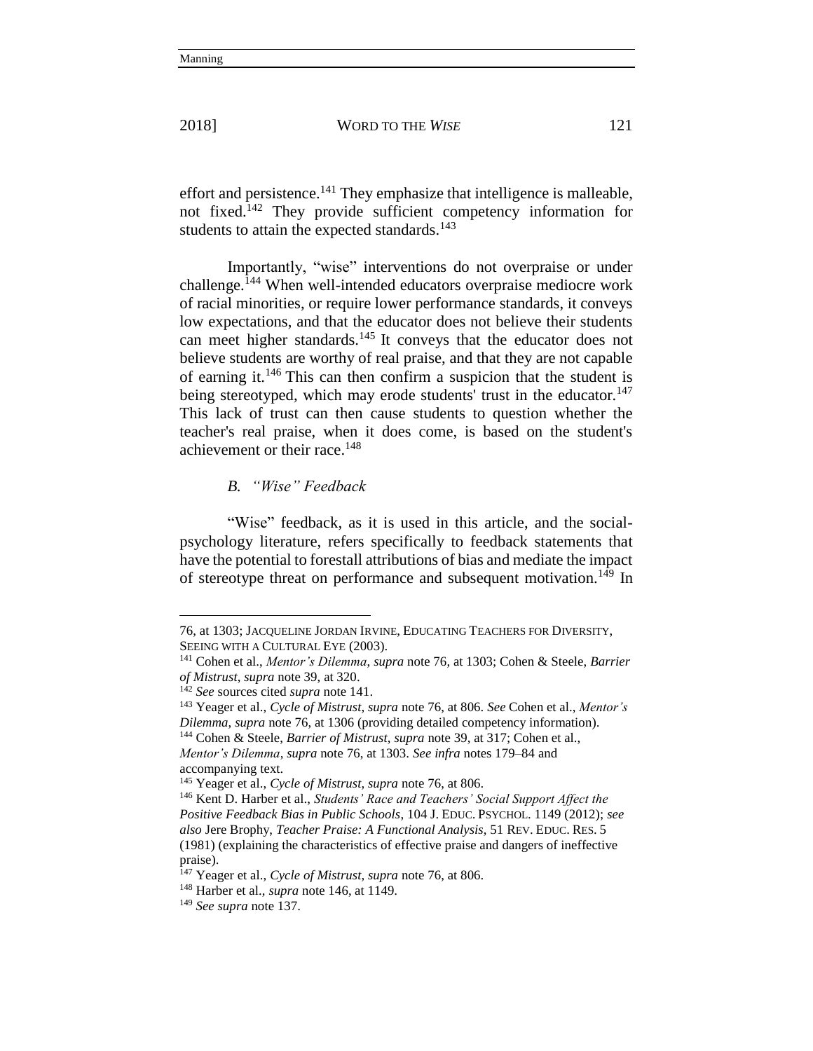effort and persistence.[141] They emphasize that intelligence is malleable, not fixed.[142] They provide sufficient competency information for students to attain the expected standards.[143]

Importantly, "wise" interventions do not overpraise or under challenge.[144] When well-intended educators overpraise mediocre work of racial minorities, or require lower performance standards, it conveys low expectations, and that the educator does not believe their students can meet higher standards.[145] It conveys that the educator does not believe students are worthy of real praise, and that they are not capable of earning it.[146] This can then confirm a suspicion that the student is being stereotyped, which may erode students' trust in the educator.[147] This lack of trust can then cause students to question whether the teacher's real praise, when it does come, is based on the student's achievement or their race.[148]

### *B. "Wise" Feedback*

"Wise" feedback, as it is used in this article, and the social-psychology literature, refers specifically to feedback statements that have the potential to forestall attributions of bias and mediate the impact of stereotype threat on performance and subsequent motivation.[149] In

---

76, at 1303; JACQUELINE JORDAN IRVINE, EDUCATING TEACHERS FOR DIVERSITY, SEEING WITH A CULTURAL EYE (2003).

[141] Cohen et al., *Mentor's Dilemma*, *supra* note 76, at 1303; Cohen & Steele, *Barrier of Mistrust*, *supra* note 39, at 320.

[142] *See* sources cited *supra* note 141.

[143] Yeager et al., *Cycle of Mistrust*, *supra* note 76, at 806. *See* Cohen et al., *Mentor's Dilemma*, *supra* note 76, at 1306 (providing detailed competency information).

[144] Cohen & Steele, *Barrier of Mistrust*, *supra* note 39, at 317; Cohen et al., *Mentor's Dilemma*, *supra* note 76, at 1303. *See infra* notes 179–84 and accompanying text.

[145] Yeager et al., *Cycle of Mistrust*, *supra* note 76, at 806.

[146] Kent D. Harber et al., *Students' Race and Teachers' Social Support Affect the Positive Feedback Bias in Public Schools*, 104 J. EDUC. PSYCHOL. 1149 (2012); *see also* Jere Brophy, *Teacher Praise: A Functional Analysis*, 51 REV. EDUC. RES. 5 (1981) (explaining the characteristics of effective praise and dangers of ineffective praise).

[147] Yeager et al., *Cycle of Mistrust*, *supra* note 76, at 806.

[148] Harber et al., *supra* note 146, at 1149.

[149] *See supra* note 137.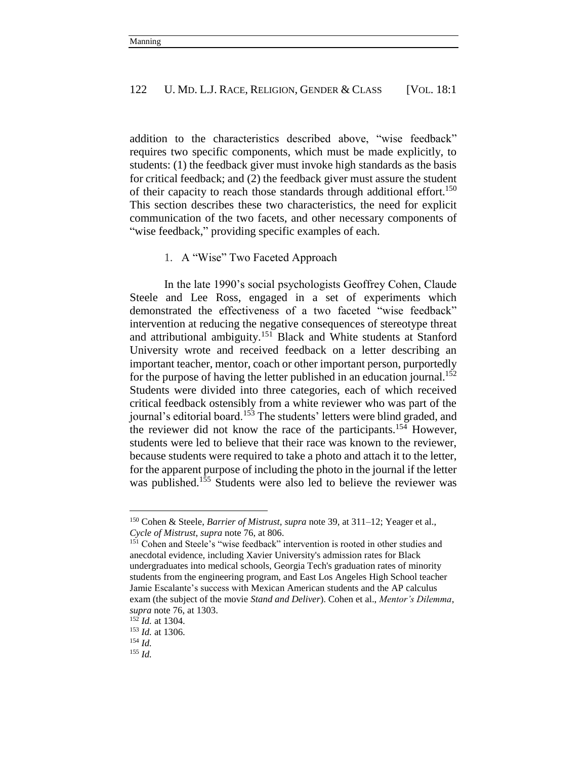addition to the characteristics described above, "wise feedback" requires two specific components, which must be made explicitly, to students: (1) the feedback giver must invoke high standards as the basis for critical feedback; and (2) the feedback giver must assure the student of their capacity to reach those standards through additional effort.[150] This section describes these two characteristics, the need for explicit communication of the two facets, and other necessary components of "wise feedback," providing specific examples of each.

### 1. A "Wise" Two Faceted Approach

In the late 1990's social psychologists Geoffrey Cohen, Claude Steele and Lee Ross, engaged in a set of experiments which demonstrated the effectiveness of a two faceted "wise feedback" intervention at reducing the negative consequences of stereotype threat and attributional ambiguity.[151] Black and White students at Stanford University wrote and received feedback on a letter describing an important teacher, mentor, coach or other important person, purportedly for the purpose of having the letter published in an education journal.[152] Students were divided into three categories, each of which received critical feedback ostensibly from a white reviewer who was part of the journal's editorial board.[153] The students' letters were blind graded, and the reviewer did not know the race of the participants.[154] However, students were led to believe that their race was known to the reviewer, because students were required to take a photo and attach it to the letter, for the apparent purpose of including the photo in the journal if the letter was published.[155] Students were also led to believe the reviewer was

---

[150] Cohen & Steele, *Barrier of Mistrust*, *supra* note 39, at 311–12; Yeager et al., *Cycle of Mistrust*, *supra* note 76, at 806.

[151] Cohen and Steele's "wise feedback" intervention is rooted in other studies and anecdotal evidence, including Xavier University's admission rates for Black undergraduates into medical schools, Georgia Tech's graduation rates of minority students from the engineering program, and East Los Angeles High School teacher Jamie Escalante's success with Mexican American students and the AP calculus exam (the subject of the movie *Stand and Deliver*). Cohen et al., *Mentor's Dilemma*, *supra* note 76, at 1303.

[152] *Id.* at 1304.

[153] *Id.* at 1306.

[154] *Id.*

[155] *Id.*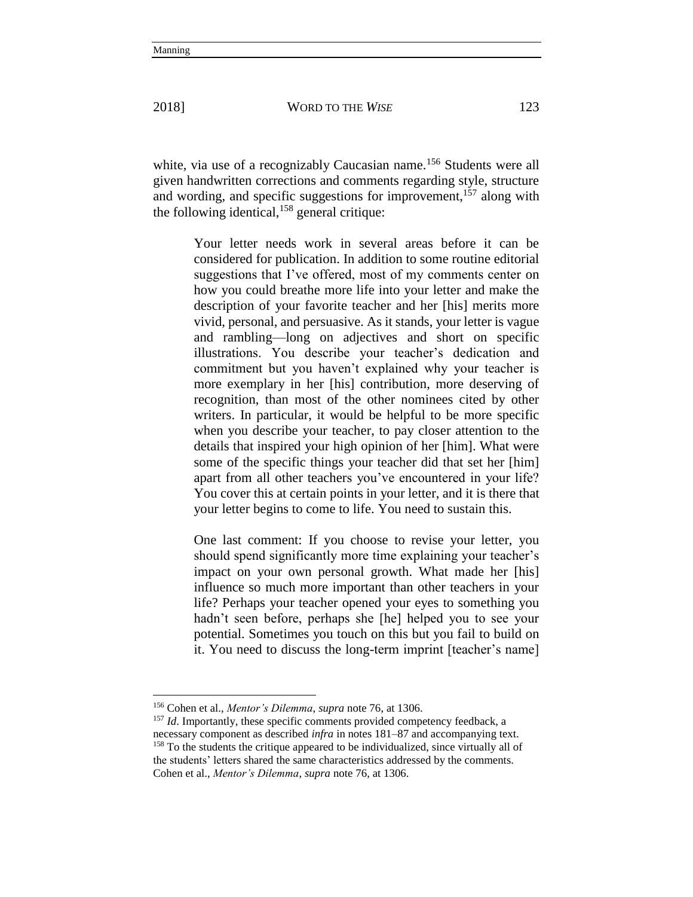white, via use of a recognizably Caucasian name.[156] Students were all given handwritten corrections and comments regarding style, structure and wording, and specific suggestions for improvement,[157] along with the following identical,[158] general critique:

> Your letter needs work in several areas before it can be considered for publication. In addition to some routine editorial suggestions that I've offered, most of my comments center on how you could breathe more life into your letter and make the description of your favorite teacher and her [his] merits more vivid, personal, and persuasive. As it stands, your letter is vague and rambling—long on adjectives and short on specific illustrations. You describe your teacher's dedication and commitment but you haven't explained why your teacher is more exemplary in her [his] contribution, more deserving of recognition, than most of the other nominees cited by other writers. In particular, it would be helpful to be more specific when you describe your teacher, to pay closer attention to the details that inspired your high opinion of her [him]. What were some of the specific things your teacher did that set her [him] apart from all other teachers you've encountered in your life? You cover this at certain points in your letter, and it is there that your letter begins to come to life. You need to sustain this.
>
> One last comment: If you choose to revise your letter, you should spend significantly more time explaining your teacher's impact on your own personal growth. What made her [his] influence so much more important than other teachers in your life? Perhaps your teacher opened your eyes to something you hadn't seen before, perhaps she [he] helped you to see your potential. Sometimes you touch on this but you fail to build on it. You need to discuss the long-term imprint [teacher's name]

---

[156] Cohen et al., *Mentor's Dilemma*, *supra* note 76, at 1306.

[157] *Id*. Importantly, these specific comments provided competency feedback, a necessary component as described *infra* in notes 181–87 and accompanying text.

[158] To the students the critique appeared to be individualized, since virtually all of the students' letters shared the same characteristics addressed by the comments. Cohen et al., *Mentor's Dilemma*, *supra* note 76, at 1306.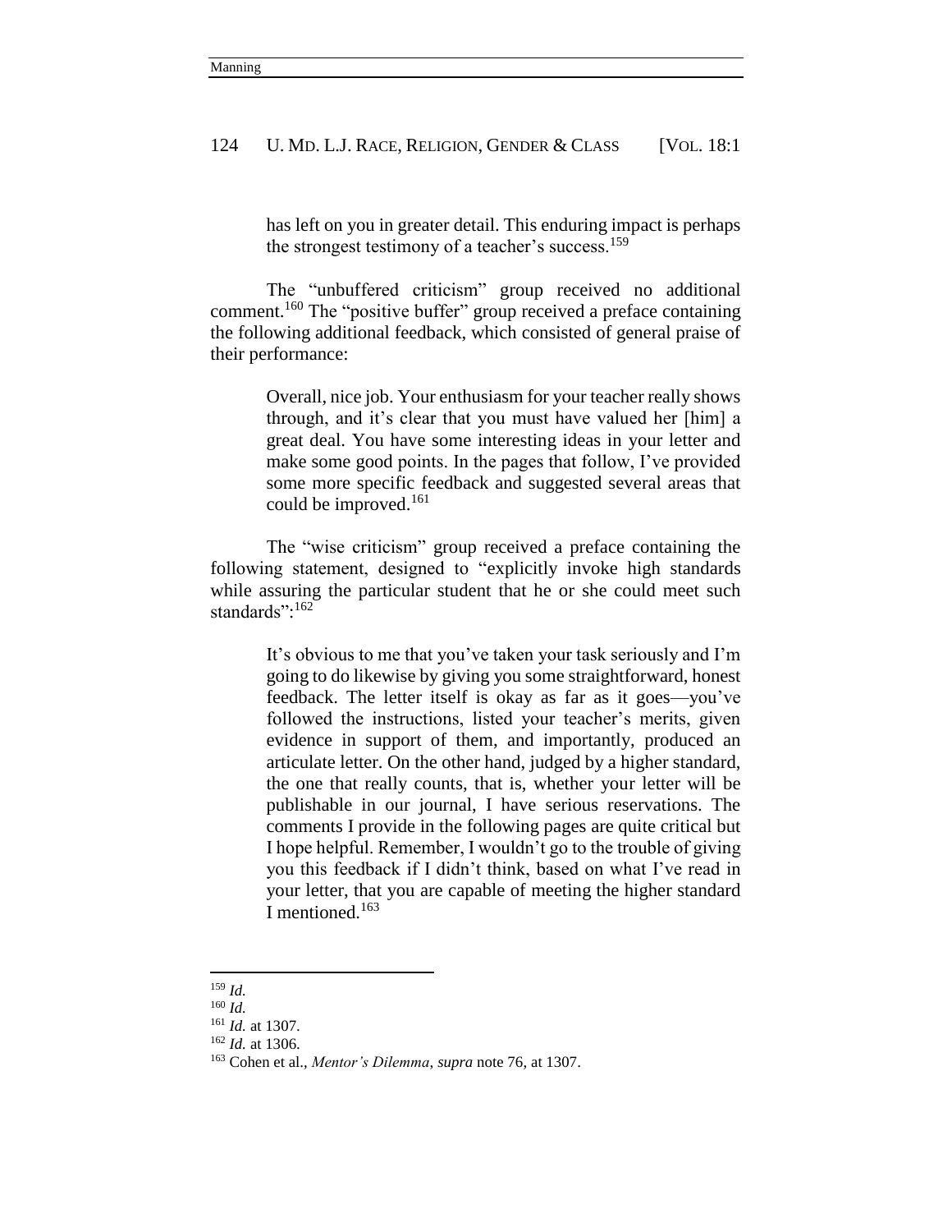> has left on you in greater detail. This enduring impact is perhaps the strongest testimony of a teacher's success.[159]

The "unbuffered criticism" group received no additional comment.[160] The "positive buffer" group received a preface containing the following additional feedback, which consisted of general praise of their performance:

> Overall, nice job. Your enthusiasm for your teacher really shows through, and it's clear that you must have valued her [him] a great deal. You have some interesting ideas in your letter and make some good points. In the pages that follow, I've provided some more specific feedback and suggested several areas that could be improved.[161]

The "wise criticism" group received a preface containing the following statement, designed to "explicitly invoke high standards while assuring the particular student that he or she could meet such standards":[162]

> It's obvious to me that you've taken your task seriously and I'm going to do likewise by giving you some straightforward, honest feedback. The letter itself is okay as far as it goes—you've followed the instructions, listed your teacher's merits, given evidence in support of them, and importantly, produced an articulate letter. On the other hand, judged by a higher standard, the one that really counts, that is, whether your letter will be publishable in our journal, I have serious reservations. The comments I provide in the following pages are quite critical but I hope helpful. Remember, I wouldn't go to the trouble of giving you this feedback if I didn't think, based on what I've read in your letter, that you are capable of meeting the higher standard I mentioned.[163]

---

[159] *Id.*

[160] *Id.*

[161] *Id.* at 1307.

[162] *Id.* at 1306.

[163] Cohen et al., *Mentor's Dilemma*, *supra* note 76, at 1307.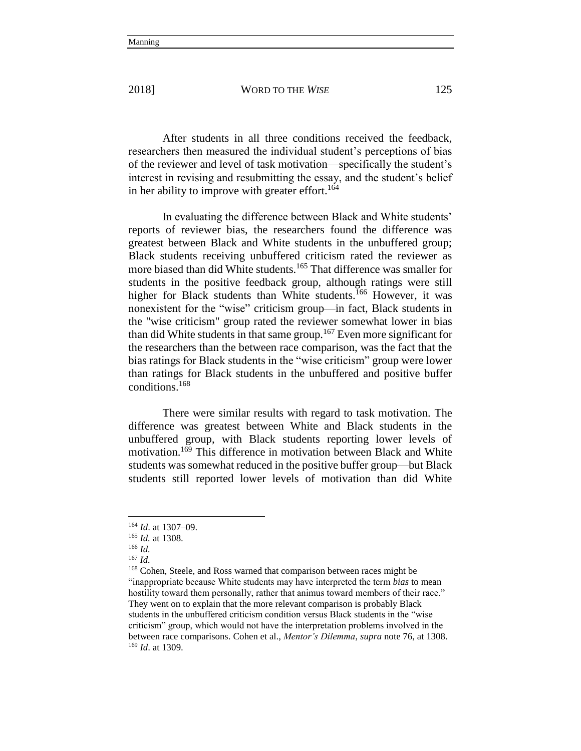After students in all three conditions received the feedback, researchers then measured the individual student's perceptions of bias of the reviewer and level of task motivation—specifically the student's interest in revising and resubmitting the essay, and the student's belief in her ability to improve with greater effort.[164]

In evaluating the difference between Black and White students' reports of reviewer bias, the researchers found the difference was greatest between Black and White students in the unbuffered group; Black students receiving unbuffered criticism rated the reviewer as more biased than did White students.[165] That difference was smaller for students in the positive feedback group, although ratings were still higher for Black students than White students.[166] However, it was nonexistent for the "wise" criticism group—in fact, Black students in the "wise criticism" group rated the reviewer somewhat lower in bias than did White students in that same group.[167] Even more significant for the researchers than the between race comparison, was the fact that the bias ratings for Black students in the "wise criticism" group were lower than ratings for Black students in the unbuffered and positive buffer conditions.[168]

There were similar results with regard to task motivation. The difference was greatest between White and Black students in the unbuffered group, with Black students reporting lower levels of motivation.[169] This difference in motivation between Black and White students was somewhat reduced in the positive buffer group—but Black students still reported lower levels of motivation than did White

---

[164] *Id*. at 1307–09.

[165] *Id.* at 1308.

[166] *Id.*

[167] *Id.*

[168] Cohen, Steele, and Ross warned that comparison between races might be "inappropriate because White students may have interpreted the term *bias* to mean hostility toward them personally, rather that animus toward members of their race." They went on to explain that the more relevant comparison is probably Black students in the unbuffered criticism condition versus Black students in the "wise criticism" group, which would not have the interpretation problems involved in the between race comparisons. Cohen et al., *Mentor's Dilemma*, *supra* note 76, at 1308.

[169] *Id*. at 1309.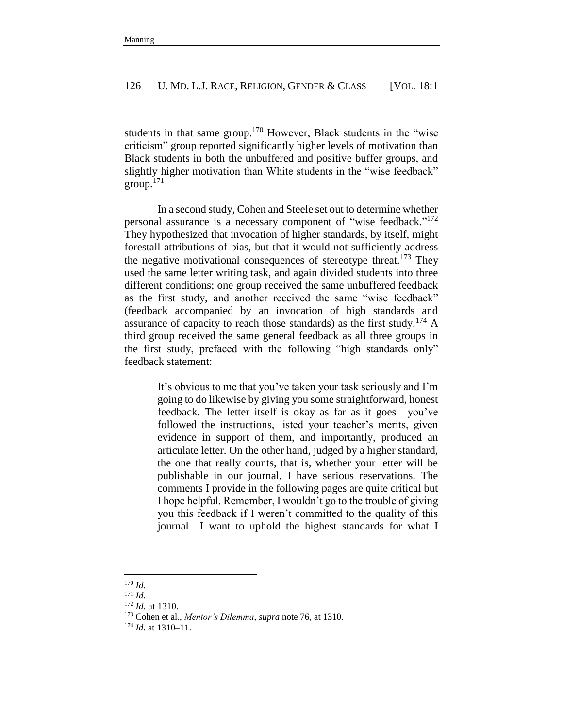students in that same group.[170] However, Black students in the "wise criticism" group reported significantly higher levels of motivation than Black students in both the unbuffered and positive buffer groups, and slightly higher motivation than White students in the "wise feedback" group.[171]

In a second study, Cohen and Steele set out to determine whether personal assurance is a necessary component of "wise feedback."[172] They hypothesized that invocation of higher standards, by itself, might forestall attributions of bias, but that it would not sufficiently address the negative motivational consequences of stereotype threat.[173] They used the same letter writing task, and again divided students into three different conditions; one group received the same unbuffered feedback as the first study, and another received the same "wise feedback" (feedback accompanied by an invocation of high standards and assurance of capacity to reach those standards) as the first study.[174] A third group received the same general feedback as all three groups in the first study, prefaced with the following "high standards only" feedback statement:

> It's obvious to me that you've taken your task seriously and I'm going to do likewise by giving you some straightforward, honest feedback. The letter itself is okay as far as it goes—you've followed the instructions, listed your teacher's merits, given evidence in support of them, and importantly, produced an articulate letter. On the other hand, judged by a higher standard, the one that really counts, that is, whether your letter will be publishable in our journal, I have serious reservations. The comments I provide in the following pages are quite critical but I hope helpful. Remember, I wouldn't go to the trouble of giving you this feedback if I weren't committed to the quality of this journal—I want to uphold the highest standards for what I

---

[170] *Id.*

[171] *Id.*

[172] *Id.* at 1310.

[173] Cohen et al., *Mentor's Dilemma*, *supra* note 76, at 1310.

[174] *Id.* at 1310–11.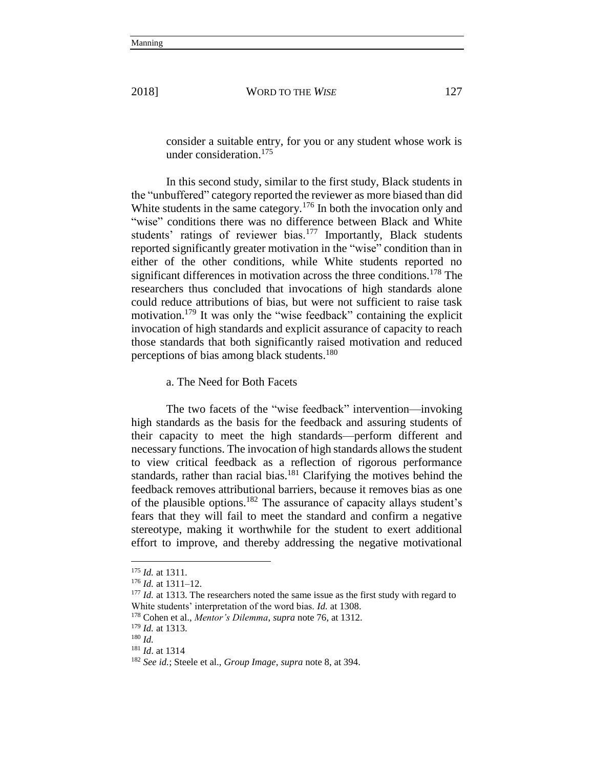consider a suitable entry, for you or any student whose work is under consideration.[175]

In this second study, similar to the first study, Black students in the "unbuffered" category reported the reviewer as more biased than did White students in the same category.[176] In both the invocation only and "wise" conditions there was no difference between Black and White students' ratings of reviewer bias.[177] Importantly, Black students reported significantly greater motivation in the "wise" condition than in either of the other conditions, while White students reported no significant differences in motivation across the three conditions.[178] The researchers thus concluded that invocations of high standards alone could reduce attributions of bias, but were not sufficient to raise task motivation.[179] It was only the "wise feedback" containing the explicit invocation of high standards and explicit assurance of capacity to reach those standards that both significantly raised motivation and reduced perceptions of bias among black students.[180]

a. The Need for Both Facets

The two facets of the "wise feedback" intervention—invoking high standards as the basis for the feedback and assuring students of their capacity to meet the high standards—perform different and necessary functions. The invocation of high standards allows the student to view critical feedback as a reflection of rigorous performance standards, rather than racial bias.[181] Clarifying the motives behind the feedback removes attributional barriers, because it removes bias as one of the plausible options.[182] The assurance of capacity allays student's fears that they will fail to meet the standard and confirm a negative stereotype, making it worthwhile for the student to exert additional effort to improve, and thereby addressing the negative motivational

---

[175] *Id.* at 1311.

[176] *Id.* at 1311–12.

[177] *Id.* at 1313. The researchers noted the same issue as the first study with regard to White students' interpretation of the word bias. *Id.* at 1308.

[178] Cohen et al., *Mentor's Dilemma*, *supra* note 76, at 1312.

[179] *Id.* at 1313.

[180] *Id.*

[181] *Id*. at 1314

[182] *See id.*; Steele et al., *Group Image*, *supra* note 8, at 394.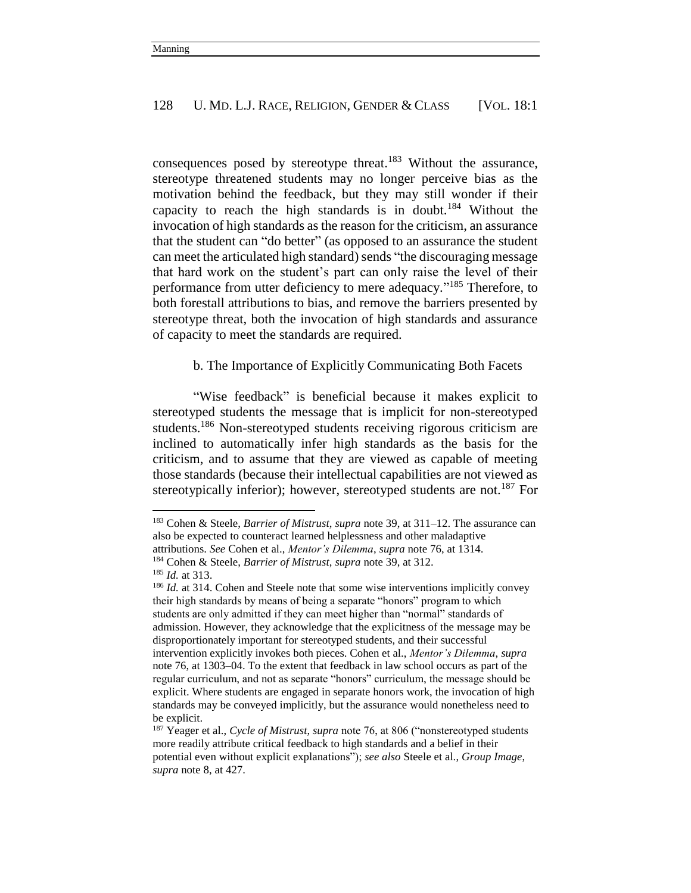consequences posed by stereotype threat.[183] Without the assurance, stereotype threatened students may no longer perceive bias as the motivation behind the feedback, but they may still wonder if their capacity to reach the high standards is in doubt.[184] Without the invocation of high standards as the reason for the criticism, an assurance that the student can "do better" (as opposed to an assurance the student can meet the articulated high standard) sends "the discouraging message that hard work on the student's part can only raise the level of their performance from utter deficiency to mere adequacy."[185] Therefore, to both forestall attributions to bias, and remove the barriers presented by stereotype threat, both the invocation of high standards and assurance of capacity to meet the standards are required.

b. The Importance of Explicitly Communicating Both Facets

"Wise feedback" is beneficial because it makes explicit to stereotyped students the message that is implicit for non-stereotyped students.[186] Non-stereotyped students receiving rigorous criticism are inclined to automatically infer high standards as the basis for the criticism, and to assume that they are viewed as capable of meeting those standards (because their intellectual capabilities are not viewed as stereotypically inferior); however, stereotyped students are not.[187] For

---

[183] Cohen & Steele, *Barrier of Mistrust*, *supra* note 39, at 311–12. The assurance can also be expected to counteract learned helplessness and other maladaptive attributions. *See* Cohen et al., *Mentor's Dilemma*, *supra* note 76, at 1314.

[184] Cohen & Steele, *Barrier of Mistrust*, *supra* note 39, at 312.

[185] *Id.* at 313.

[186] *Id.* at 314. Cohen and Steele note that some wise interventions implicitly convey their high standards by means of being a separate "honors" program to which students are only admitted if they can meet higher than "normal" standards of admission. However, they acknowledge that the explicitness of the message may be disproportionately important for stereotyped students, and their successful intervention explicitly invokes both pieces. Cohen et al., *Mentor's Dilemma*, *supra* note 76, at 1303–04. To the extent that feedback in law school occurs as part of the regular curriculum, and not as separate "honors" curriculum, the message should be explicit. Where students are engaged in separate honors work, the invocation of high standards may be conveyed implicitly, but the assurance would nonetheless need to be explicit.

[187] Yeager et al., *Cycle of Mistrust*, *supra* note 76, at 806 ("nonstereotyped students more readily attribute critical feedback to high standards and a belief in their potential even without explicit explanations"); *see also* Steele et al., *Group Image*, *supra* note 8, at 427.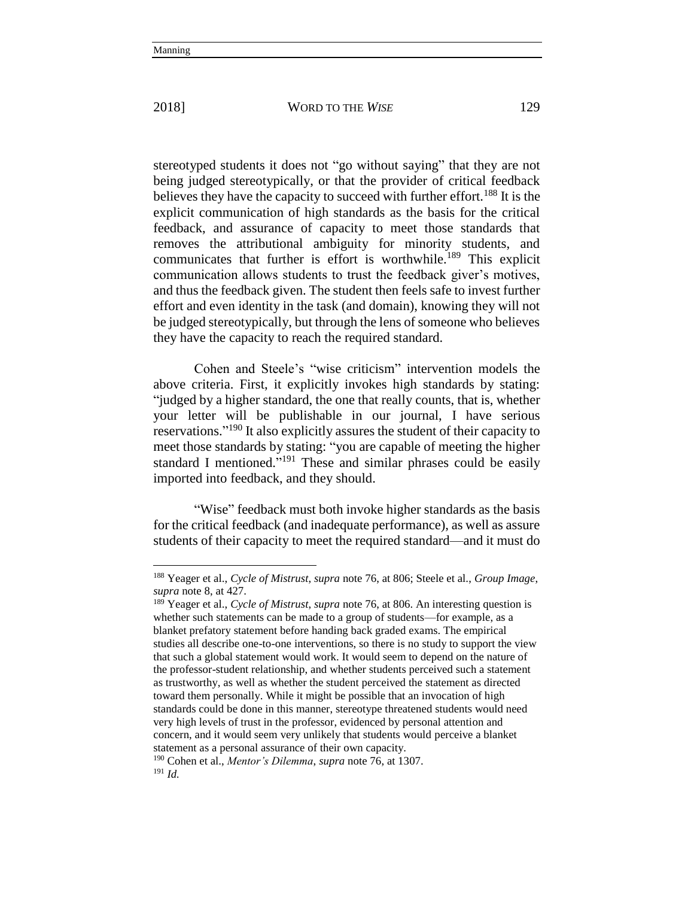stereotyped students it does not "go without saying" that they are not being judged stereotypically, or that the provider of critical feedback believes they have the capacity to succeed with further effort.[188] It is the explicit communication of high standards as the basis for the critical feedback, and assurance of capacity to meet those standards that removes the attributional ambiguity for minority students, and communicates that further is effort is worthwhile.[189] This explicit communication allows students to trust the feedback giver's motives, and thus the feedback given. The student then feels safe to invest further effort and even identity in the task (and domain), knowing they will not be judged stereotypically, but through the lens of someone who believes they have the capacity to reach the required standard.

Cohen and Steele's "wise criticism" intervention models the above criteria. First, it explicitly invokes high standards by stating: "judged by a higher standard, the one that really counts, that is, whether your letter will be publishable in our journal, I have serious reservations."[190] It also explicitly assures the student of their capacity to meet those standards by stating: "you are capable of meeting the higher standard I mentioned."[191] These and similar phrases could be easily imported into feedback, and they should.

"Wise" feedback must both invoke higher standards as the basis for the critical feedback (and inadequate performance), as well as assure students of their capacity to meet the required standard—and it must do

---

[188] Yeager et al., *Cycle of Mistrust*, *supra* note 76, at 806; Steele et al., *Group Image*, *supra* note 8, at 427.

[189] Yeager et al., *Cycle of Mistrust*, *supra* note 76, at 806. An interesting question is whether such statements can be made to a group of students—for example, as a blanket prefatory statement before handing back graded exams. The empirical studies all describe one-to-one interventions, so there is no study to support the view that such a global statement would work. It would seem to depend on the nature of the professor-student relationship, and whether students perceived such a statement as trustworthy, as well as whether the student perceived the statement as directed toward them personally. While it might be possible that an invocation of high standards could be done in this manner, stereotype threatened students would need very high levels of trust in the professor, evidenced by personal attention and concern, and it would seem very unlikely that students would perceive a blanket statement as a personal assurance of their own capacity.

[190] Cohen et al., *Mentor's Dilemma*, *supra* note 76, at 1307.

[191] *Id.*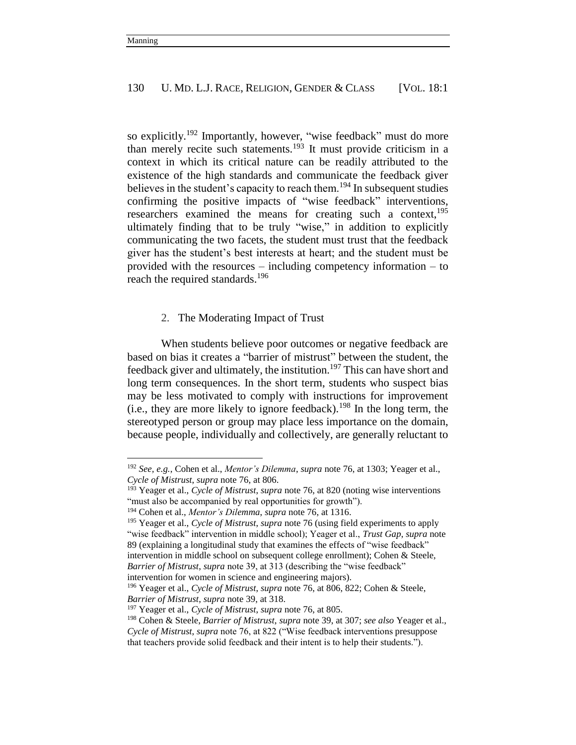so explicitly.[192] Importantly, however, "wise feedback" must do more than merely recite such statements.[193] It must provide criticism in a context in which its critical nature can be readily attributed to the existence of the high standards and communicate the feedback giver believes in the student's capacity to reach them.[194] In subsequent studies confirming the positive impacts of "wise feedback" interventions, researchers examined the means for creating such a context,[195] ultimately finding that to be truly "wise," in addition to explicitly communicating the two facets, the student must trust that the feedback giver has the student's best interests at heart; and the student must be provided with the resources – including competency information – to reach the required standards.[196]

### 2. The Moderating Impact of Trust

When students believe poor outcomes or negative feedback are based on bias it creates a "barrier of mistrust" between the student, the feedback giver and ultimately, the institution.[197] This can have short and long term consequences. In the short term, students who suspect bias may be less motivated to comply with instructions for improvement (i.e., they are more likely to ignore feedback).[198] In the long term, the stereotyped person or group may place less importance on the domain, because people, individually and collectively, are generally reluctant to

---

[192] *See, e.g.*, Cohen et al., *Mentor's Dilemma*, *supra* note 76, at 1303; Yeager et al., *Cycle of Mistrust*, *supra* note 76, at 806.

[193] Yeager et al., *Cycle of Mistrust*, *supra* note 76, at 820 (noting wise interventions "must also be accompanied by real opportunities for growth").

[194] Cohen et al., *Mentor's Dilemma*, *supra* note 76, at 1316.

[195] Yeager et al., *Cycle of Mistrust*, *supra* note 76 (using field experiments to apply "wise feedback" intervention in middle school); Yeager et al., *Trust Gap*, *supra* note 89 (explaining a longitudinal study that examines the effects of "wise feedback" intervention in middle school on subsequent college enrollment); Cohen & Steele, *Barrier of Mistrust*, *supra* note 39, at 313 (describing the "wise feedback" intervention for women in science and engineering majors).

[196] Yeager et al., *Cycle of Mistrust*, *supra* note 76, at 806, 822; Cohen & Steele, *Barrier of Mistrust*, *supra* note 39, at 318.

[197] Yeager et al., *Cycle of Mistrust*, *supra* note 76, at 805.

[198] Cohen & Steele, *Barrier of Mistrust*, *supra* note 39, at 307; *see also* Yeager et al., *Cycle of Mistrust*, *supra* note 76, at 822 ("Wise feedback interventions presuppose that teachers provide solid feedback and their intent is to help their students.").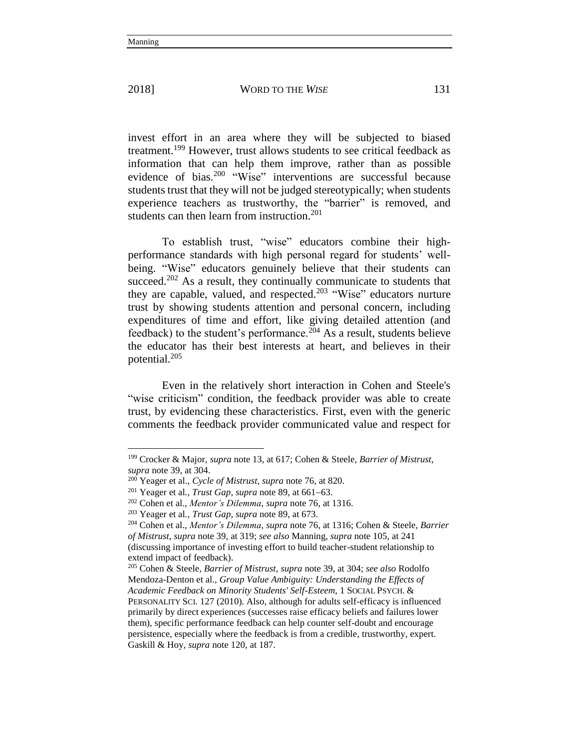invest effort in an area where they will be subjected to biased treatment.[199] However, trust allows students to see critical feedback as information that can help them improve, rather than as possible evidence of bias.[200] "Wise" interventions are successful because students trust that they will not be judged stereotypically; when students experience teachers as trustworthy, the "barrier" is removed, and students can then learn from instruction.[201]

To establish trust, "wise" educators combine their high-performance standards with high personal regard for students' well-being. "Wise" educators genuinely believe that their students can succeed.[202] As a result, they continually communicate to students that they are capable, valued, and respected.[203] "Wise" educators nurture trust by showing students attention and personal concern, including expenditures of time and effort, like giving detailed attention (and feedback) to the student's performance.[204] As a result, students believe the educator has their best interests at heart, and believes in their potential.[205]

Even in the relatively short interaction in Cohen and Steele's "wise criticism" condition, the feedback provider was able to create trust, by evidencing these characteristics. First, even with the generic comments the feedback provider communicated value and respect for

---

[199] Crocker & Major, *supra* note 13, at 617; Cohen & Steele, *Barrier of Mistrust*, *supra* note 39, at 304.

[200] Yeager et al., *Cycle of Mistrust*, *supra* note 76, at 820.

[201] Yeager et al., *Trust Gap*, *supra* note 89, at 661–63.

[202] Cohen et al., *Mentor's Dilemma*, *supra* note 76, at 1316.

[203] Yeager et al., *Trust Gap*, *supra* note 89, at 673.

[204] Cohen et al., *Mentor's Dilemma*, *supra* note 76, at 1316; Cohen & Steele, *Barrier of Mistrust*, *supra* note 39, at 319; *see also* Manning, *supra* note 105, at 241 (discussing importance of investing effort to build teacher-student relationship to extend impact of feedback).

[205] Cohen & Steele, *Barrier of Mistrust*, *supra* note 39, at 304; *see also* Rodolfo Mendoza-Denton et al., *Group Value Ambiguity: Understanding the Effects of Academic Feedback on Minority Students' Self-Esteem*, 1 SOCIAL PSYCH. & PERSONALITY SCI. 127 (2010). Also, although for adults self-efficacy is influenced primarily by direct experiences (successes raise efficacy beliefs and failures lower them), specific performance feedback can help counter self-doubt and encourage persistence, especially where the feedback is from a credible, trustworthy, expert. Gaskill & Hoy, *supra* note 120, at 187.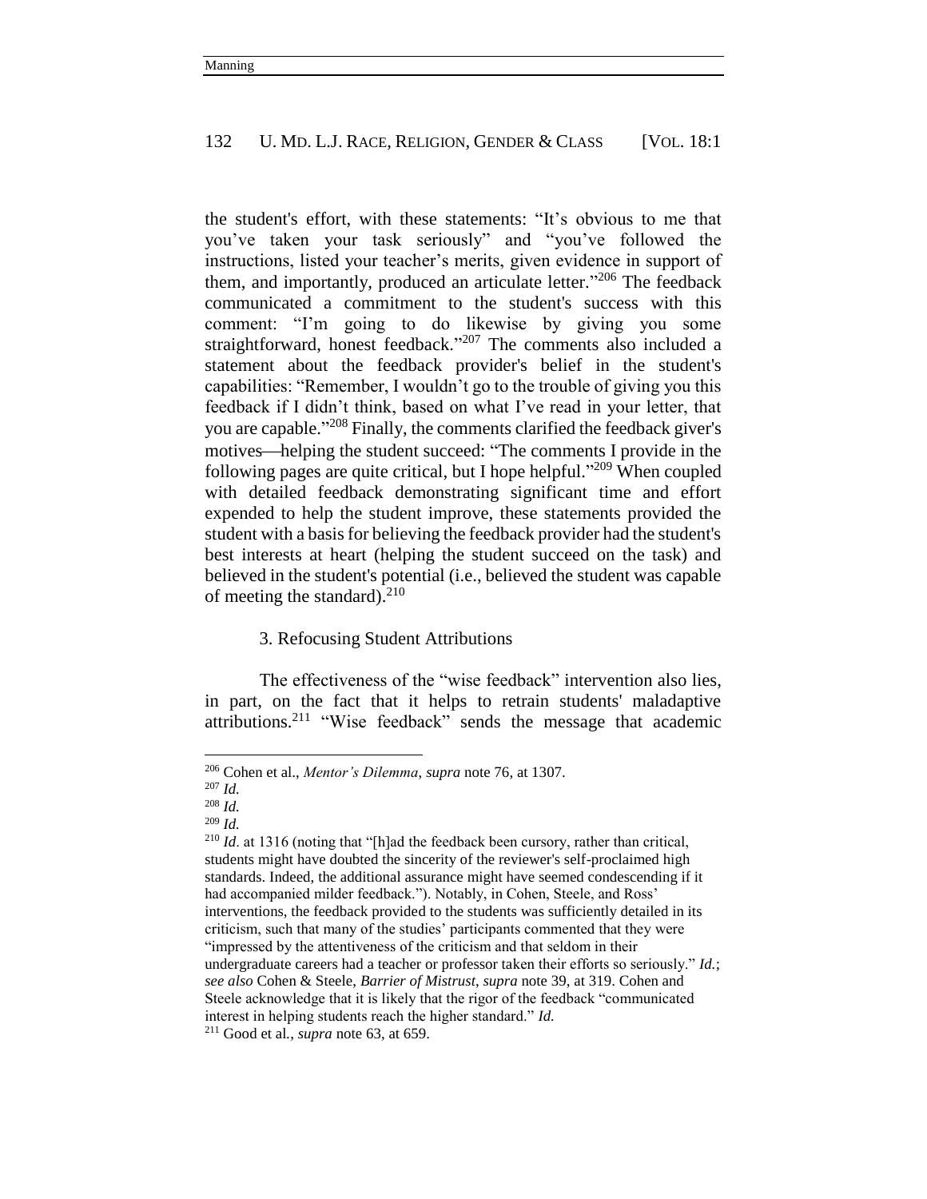the student's effort, with these statements: "It's obvious to me that you've taken your task seriously" and "you've followed the instructions, listed your teacher's merits, given evidence in support of them, and importantly, produced an articulate letter."[206] The feedback communicated a commitment to the student's success with this comment: "I'm going to do likewise by giving you some straightforward, honest feedback."[207] The comments also included a statement about the feedback provider's belief in the student's capabilities: "Remember, I wouldn't go to the trouble of giving you this feedback if I didn't think, based on what I've read in your letter, that you are capable."[208] Finally, the comments clarified the feedback giver's motives—helping the student succeed: "The comments I provide in the following pages are quite critical, but I hope helpful."[209] When coupled with detailed feedback demonstrating significant time and effort expended to help the student improve, these statements provided the student with a basis for believing the feedback provider had the student's best interests at heart (helping the student succeed on the task) and believed in the student's potential (i.e., believed the student was capable of meeting the standard).[210]

### 3. Refocusing Student Attributions

The effectiveness of the "wise feedback" intervention also lies, in part, on the fact that it helps to retrain students' maladaptive attributions.[211] "Wise feedback" sends the message that academic

---

[206] Cohen et al., *Mentor's Dilemma*, *supra* note 76, at 1307.

[207] *Id.*

[208] *Id.*

[209] *Id.*

[210] *Id*. at 1316 (noting that "[h]ad the feedback been cursory, rather than critical, students might have doubted the sincerity of the reviewer's self-proclaimed high standards. Indeed, the additional assurance might have seemed condescending if it had accompanied milder feedback."). Notably, in Cohen, Steele, and Ross' interventions, the feedback provided to the students was sufficiently detailed in its criticism, such that many of the studies' participants commented that they were "impressed by the attentiveness of the criticism and that seldom in their undergraduate careers had a teacher or professor taken their efforts so seriously." *Id.*; *see also* Cohen & Steele, *Barrier of Mistrust*, *supra* note 39, at 319. Cohen and Steele acknowledge that it is likely that the rigor of the feedback "communicated interest in helping students reach the higher standard." *Id.*

[211] Good et al., *supra* note 63, at 659.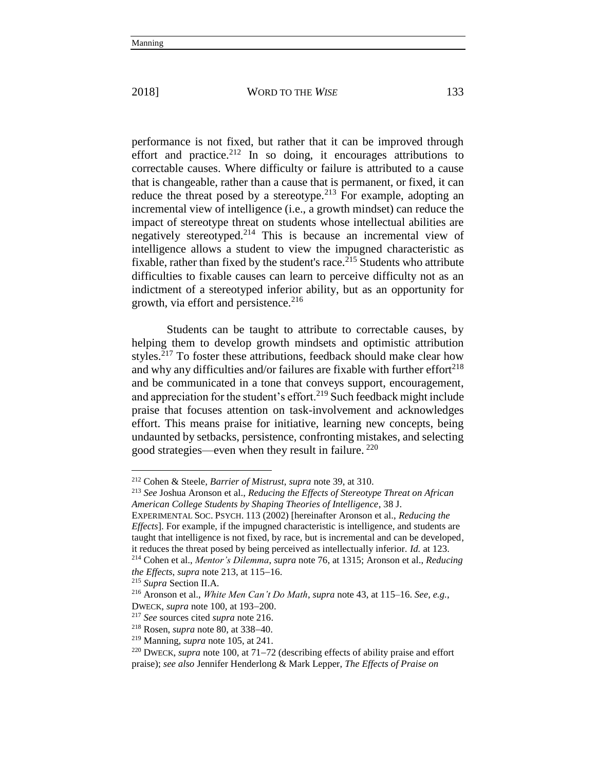performance is not fixed, but rather that it can be improved through effort and practice.[212] In so doing, it encourages attributions to correctable causes. Where difficulty or failure is attributed to a cause that is changeable, rather than a cause that is permanent, or fixed, it can reduce the threat posed by a stereotype.[213] For example, adopting an incremental view of intelligence (i.e., a growth mindset) can reduce the impact of stereotype threat on students whose intellectual abilities are negatively stereotyped.[214] This is because an incremental view of intelligence allows a student to view the impugned characteristic as fixable, rather than fixed by the student's race.[215] Students who attribute difficulties to fixable causes can learn to perceive difficulty not as an indictment of a stereotyped inferior ability, but as an opportunity for growth, via effort and persistence.[216]

Students can be taught to attribute to correctable causes, by helping them to develop growth mindsets and optimistic attribution styles.[217] To foster these attributions, feedback should make clear how and why any difficulties and/or failures are fixable with further effort[218] and be communicated in a tone that conveys support, encouragement, and appreciation for the student's effort.[219] Such feedback might include praise that focuses attention on task-involvement and acknowledges effort. This means praise for initiative, learning new concepts, being undaunted by setbacks, persistence, confronting mistakes, and selecting good strategies—even when they result in failure.[220]

---

[212] Cohen & Steele, *Barrier of Mistrust*, *supra* note 39, at 310.

[213] *See* Joshua Aronson et al., *Reducing the Effects of Stereotype Threat on African American College Students by Shaping Theories of Intelligence*, 38 J. EXPERIMENTAL SOC. PSYCH. 113 (2002) [hereinafter Aronson et al., *Reducing the Effects*]. For example, if the impugned characteristic is intelligence, and students are taught that intelligence is not fixed, by race, but is incremental and can be developed, it reduces the threat posed by being perceived as intellectually inferior. *Id.* at 123.

[214] Cohen et al., *Mentor's Dilemma*, *supra* note 76, at 1315; Aronson et al., *Reducing the Effects*, *supra* note 213, at 115–16.

[215] *Supra* Section II.A.

[216] Aronson et al., *White Men Can't Do Math*, *supra* note 43, at 115–16. *See, e.g.*, DWECK, *supra* note 100, at 193–200.

[217] *See* sources cited *supra* note 216.

[218] Rosen, *supra* note 80, at 338–40.

[219] Manning, *supra* note 105, at 241.

[220] DWECK, *supra* note 100, at 71–72 (describing effects of ability praise and effort praise); *see also* Jennifer Henderlong & Mark Lepper, *The Effects of Praise on*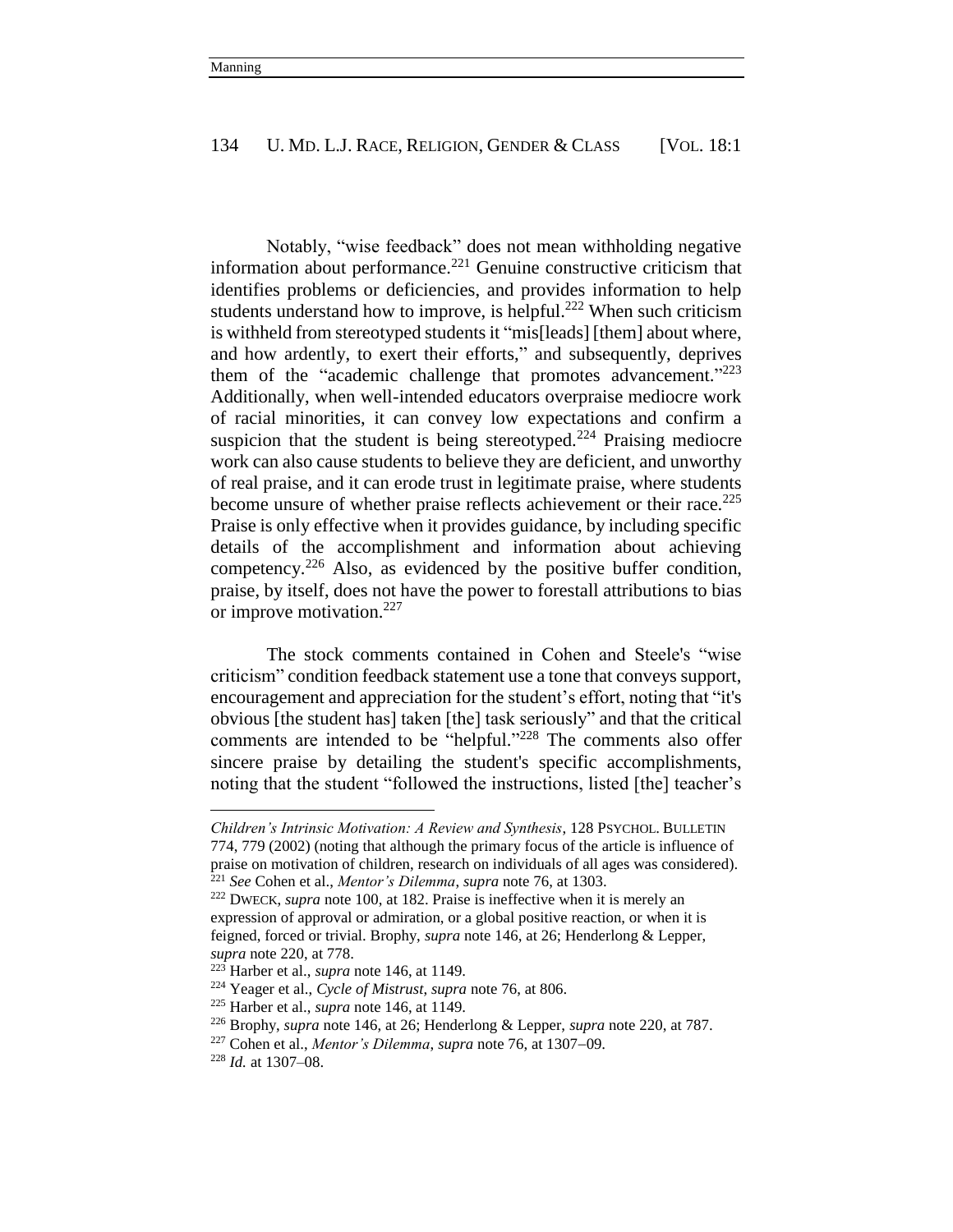Notably, "wise feedback" does not mean withholding negative information about performance.[221] Genuine constructive criticism that identifies problems or deficiencies, and provides information to help students understand how to improve, is helpful.[222] When such criticism is withheld from stereotyped students it "mis[leads] [them] about where, and how ardently, to exert their efforts," and subsequently, deprives them of the "academic challenge that promotes advancement."[223] Additionally, when well-intended educators overpraise mediocre work of racial minorities, it can convey low expectations and confirm a suspicion that the student is being stereotyped.[224] Praising mediocre work can also cause students to believe they are deficient, and unworthy of real praise, and it can erode trust in legitimate praise, where students become unsure of whether praise reflects achievement or their race.[225] Praise is only effective when it provides guidance, by including specific details of the accomplishment and information about achieving competency.[226] Also, as evidenced by the positive buffer condition, praise, by itself, does not have the power to forestall attributions to bias or improve motivation.[227]

The stock comments contained in Cohen and Steele's "wise criticism" condition feedback statement use a tone that conveys support, encouragement and appreciation for the student's effort, noting that "it's obvious [the student has] taken [the] task seriously" and that the critical comments are intended to be "helpful."[228] The comments also offer sincere praise by detailing the student's specific accomplishments, noting that the student "followed the instructions, listed [the] teacher's

---

*Children's Intrinsic Motivation: A Review and Synthesis*, 128 PSYCHOL. BULLETIN 774, 779 (2002) (noting that although the primary focus of the article is influence of praise on motivation of children, research on individuals of all ages was considered).

[221] *See* Cohen et al., *Mentor's Dilemma*, *supra* note 76, at 1303.

[222] DWECK, *supra* note 100, at 182. Praise is ineffective when it is merely an expression of approval or admiration, or a global positive reaction, or when it is feigned, forced or trivial. Brophy, *supra* note 146, at 26; Henderlong & Lepper, *supra* note 220, at 778.

[223] Harber et al., *supra* note 146, at 1149.

[224] Yeager et al., *Cycle of Mistrust*, *supra* note 76, at 806.

[225] Harber et al., *supra* note 146, at 1149.

[226] Brophy, *supra* note 146, at 26; Henderlong & Lepper, *supra* note 220, at 787.

[227] Cohen et al., *Mentor's Dilemma*, *supra* note 76, at 1307–09.

[228] *Id.* at 1307–08.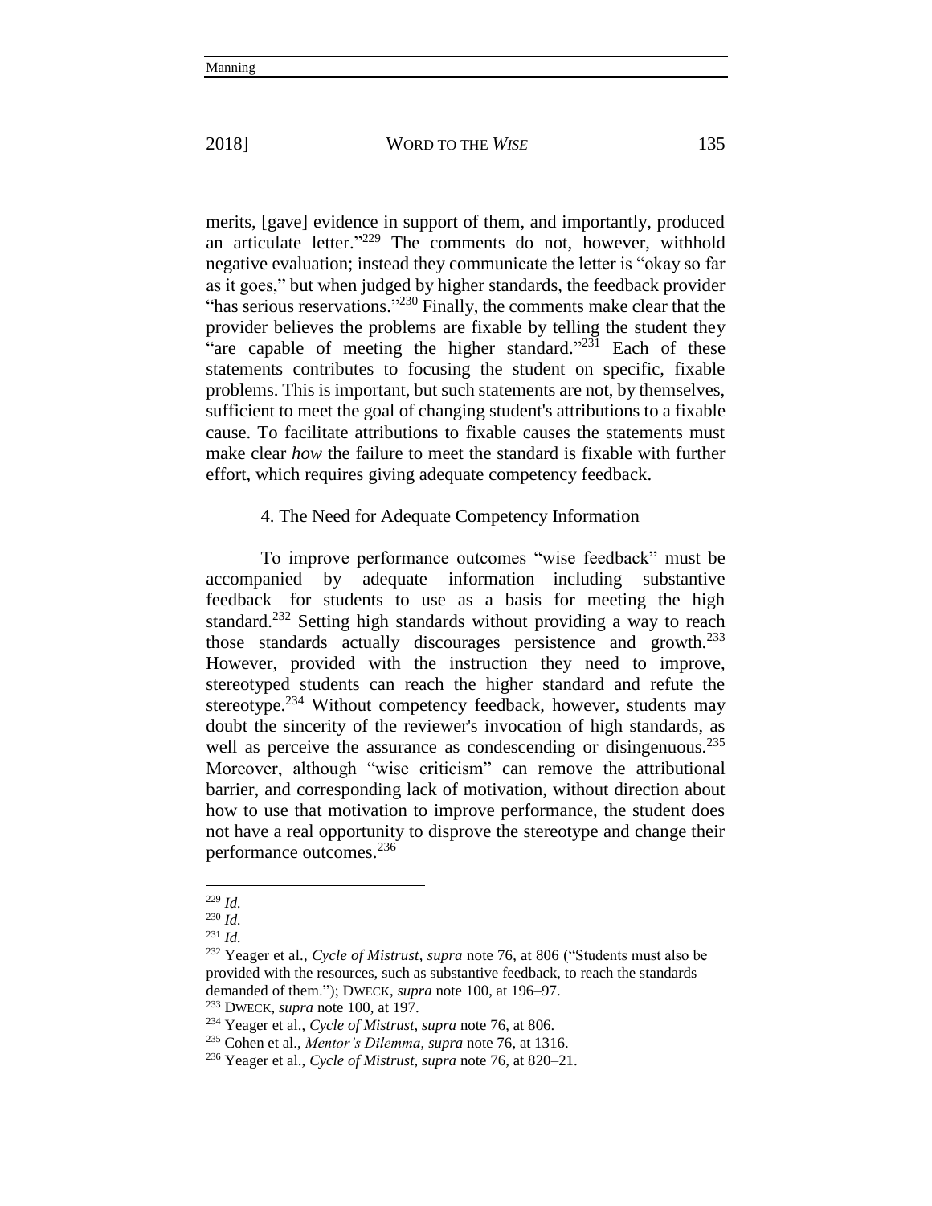merits, [gave] evidence in support of them, and importantly, produced an articulate letter."[229] The comments do not, however, withhold negative evaluation; instead they communicate the letter is "okay so far as it goes," but when judged by higher standards, the feedback provider "has serious reservations."[230] Finally, the comments make clear that the provider believes the problems are fixable by telling the student they "are capable of meeting the higher standard."[231] Each of these statements contributes to focusing the student on specific, fixable problems. This is important, but such statements are not, by themselves, sufficient to meet the goal of changing student's attributions to a fixable cause. To facilitate attributions to fixable causes the statements must make clear *how* the failure to meet the standard is fixable with further effort, which requires giving adequate competency feedback.

#### 4. The Need for Adequate Competency Information

To improve performance outcomes "wise feedback" must be accompanied by adequate information—including substantive feedback—for students to use as a basis for meeting the high standard.[232] Setting high standards without providing a way to reach those standards actually discourages persistence and growth.[233] However, provided with the instruction they need to improve, stereotyped students can reach the higher standard and refute the stereotype.[234] Without competency feedback, however, students may doubt the sincerity of the reviewer's invocation of high standards, as well as perceive the assurance as condescending or disingenuous.[235] Moreover, although "wise criticism" can remove the attributional barrier, and corresponding lack of motivation, without direction about how to use that motivation to improve performance, the student does not have a real opportunity to disprove the stereotype and change their performance outcomes.[236]

---

[229] *Id.*

[230] *Id.*

[231] *Id.*

[232] Yeager et al., *Cycle of Mistrust*, *supra* note 76, at 806 ("Students must also be provided with the resources, such as substantive feedback, to reach the standards demanded of them."); DWECK, *supra* note 100, at 196–97.

[233] DWECK, *supra* note 100, at 197.

[234] Yeager et al., *Cycle of Mistrust*, *supra* note 76, at 806.

[235] Cohen et al., *Mentor's Dilemma*, *supra* note 76, at 1316.

[236] Yeager et al., *Cycle of Mistrust*, *supra* note 76, at 820–21.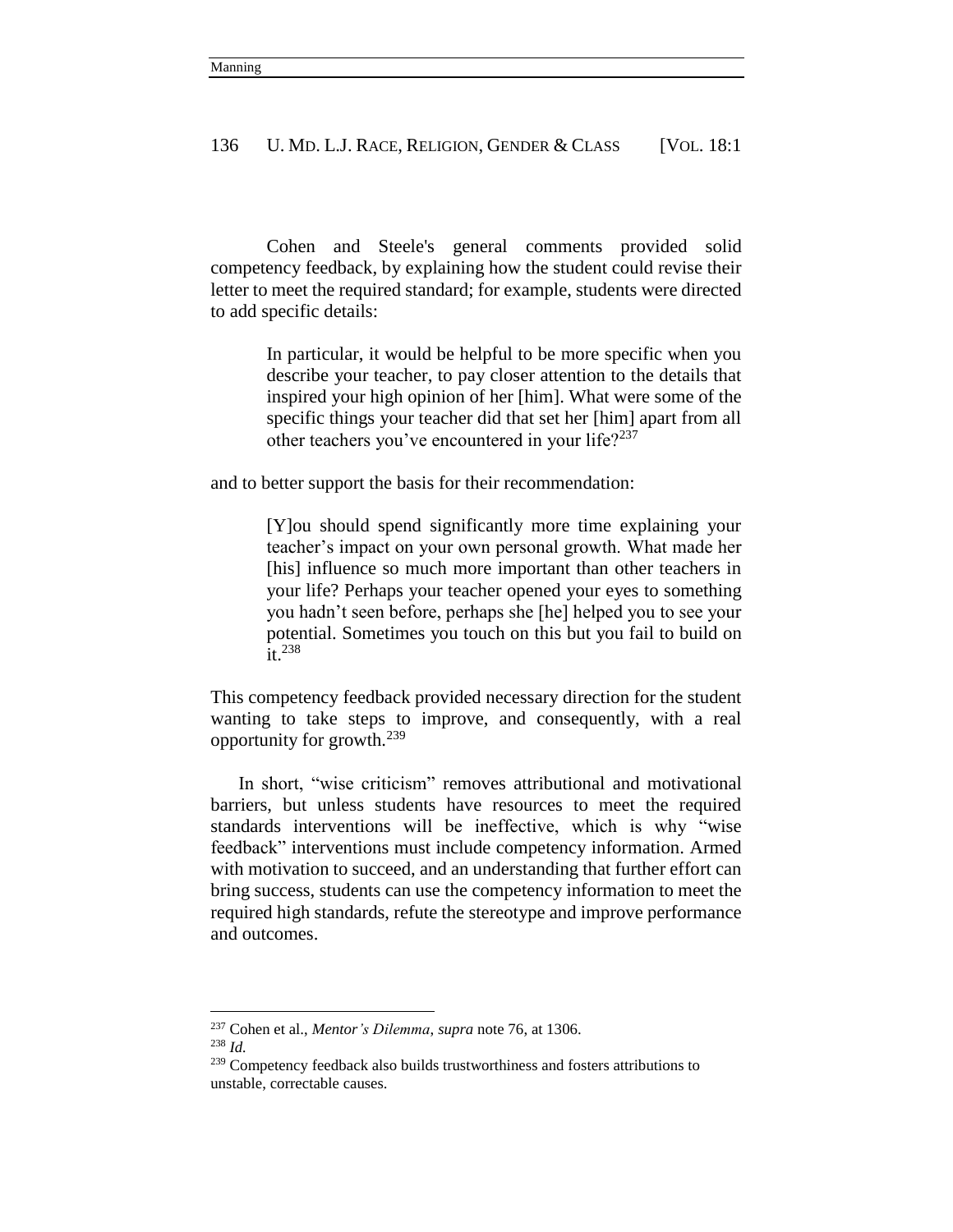Cohen and Steele's general comments provided solid competency feedback, by explaining how the student could revise their letter to meet the required standard; for example, students were directed to add specific details:

> In particular, it would be helpful to be more specific when you describe your teacher, to pay closer attention to the details that inspired your high opinion of her [him]. What were some of the specific things your teacher did that set her [him] apart from all other teachers you've encountered in your life?[237]

and to better support the basis for their recommendation:

> [Y]ou should spend significantly more time explaining your teacher's impact on your own personal growth. What made her [his] influence so much more important than other teachers in your life? Perhaps your teacher opened your eyes to something you hadn't seen before, perhaps she [he] helped you to see your potential. Sometimes you touch on this but you fail to build on it.[238]

This competency feedback provided necessary direction for the student wanting to take steps to improve, and consequently, with a real opportunity for growth.[239]

In short, "wise criticism" removes attributional and motivational barriers, but unless students have resources to meet the required standards interventions will be ineffective, which is why "wise feedback" interventions must include competency information. Armed with motivation to succeed, and an understanding that further effort can bring success, students can use the competency information to meet the required high standards, refute the stereotype and improve performance and outcomes.

---

[237] Cohen et al., *Mentor's Dilemma*, *supra* note 76, at 1306.

[238] *Id.*

[239] Competency feedback also builds trustworthiness and fosters attributions to unstable, correctable causes.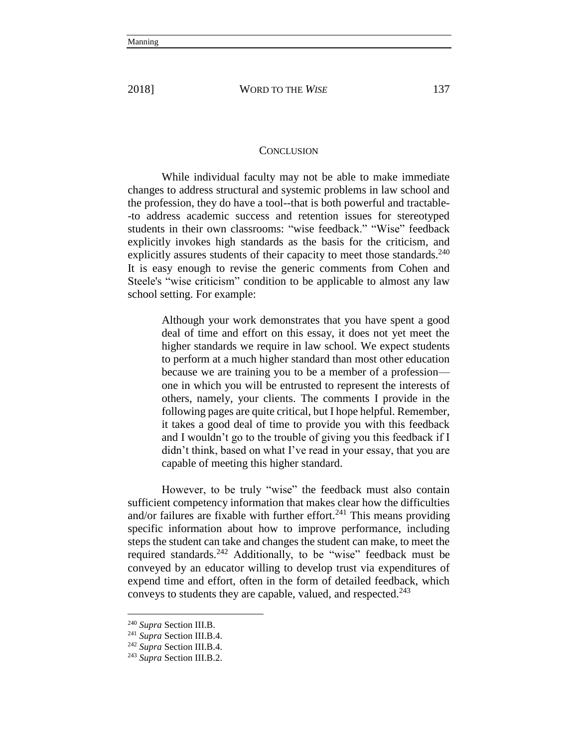## CONCLUSION

While individual faculty may not be able to make immediate changes to address structural and systemic problems in law school and the profession, they do have a tool--that is both powerful and tractable--to address academic success and retention issues for stereotyped students in their own classrooms: "wise feedback." "Wise" feedback explicitly invokes high standards as the basis for the criticism, and explicitly assures students of their capacity to meet those standards.[240] It is easy enough to revise the generic comments from Cohen and Steele's "wise criticism" condition to be applicable to almost any law school setting. For example:

> Although your work demonstrates that you have spent a good deal of time and effort on this essay, it does not yet meet the higher standards we require in law school. We expect students to perform at a much higher standard than most other education because we are training you to be a member of a profession—one in which you will be entrusted to represent the interests of others, namely, your clients. The comments I provide in the following pages are quite critical, but I hope helpful. Remember, it takes a good deal of time to provide you with this feedback and I wouldn't go to the trouble of giving you this feedback if I didn't think, based on what I've read in your essay, that you are capable of meeting this higher standard.

However, to be truly "wise" the feedback must also contain sufficient competency information that makes clear how the difficulties and/or failures are fixable with further effort.[241] This means providing specific information about how to improve performance, including steps the student can take and changes the student can make, to meet the required standards.[242] Additionally, to be "wise" feedback must be conveyed by an educator willing to develop trust via expenditures of expend time and effort, often in the form of detailed feedback, which conveys to students they are capable, valued, and respected.[243]

---

[240] *Supra* Section III.B.

[241] *Supra* Section III.B.4.

[242] *Supra* Section III.B.4.

[243] *Supra* Section III.B.2.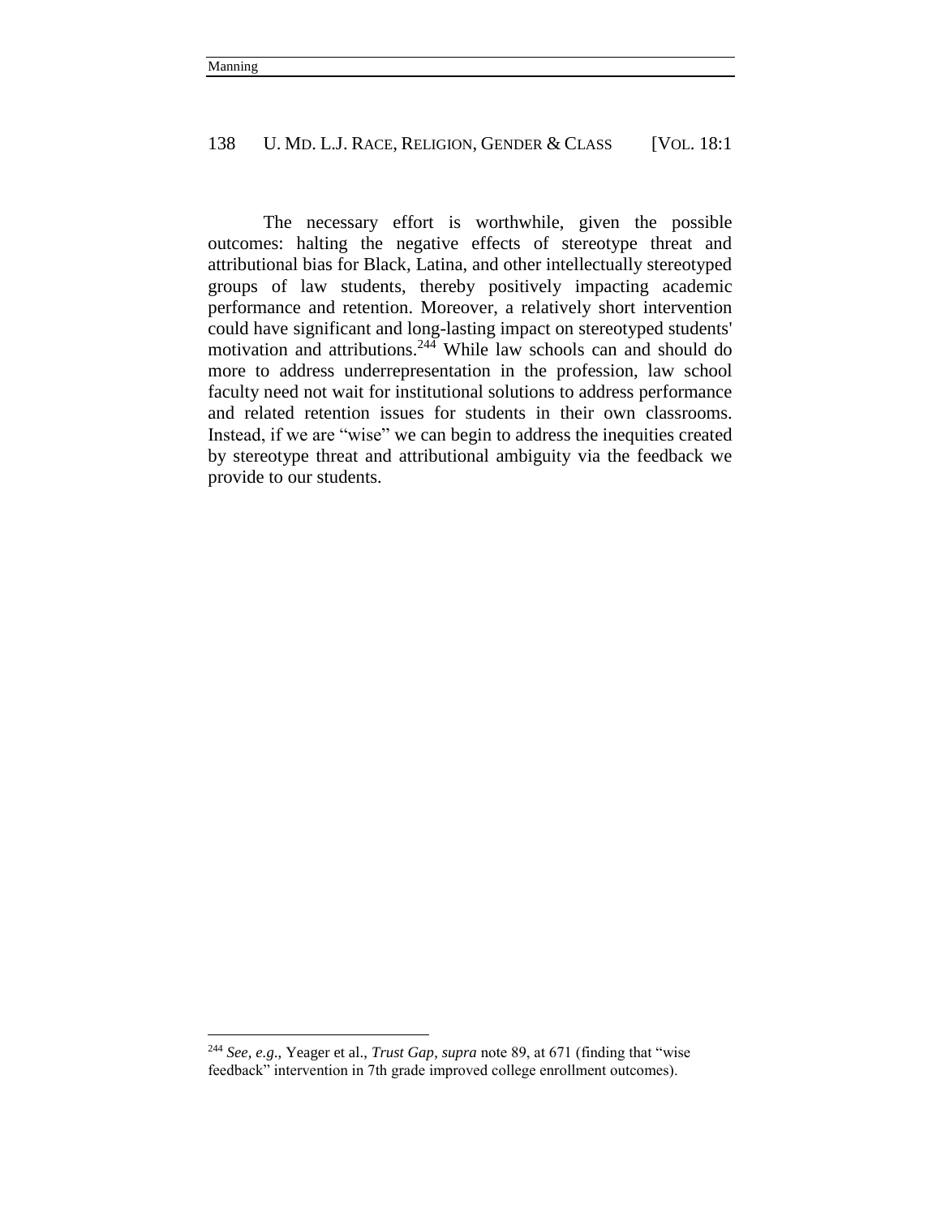The necessary effort is worthwhile, given the possible outcomes: halting the negative effects of stereotype threat and attributional bias for Black, Latina, and other intellectually stereotyped groups of law students, thereby positively impacting academic performance and retention. Moreover, a relatively short intervention could have significant and long-lasting impact on stereotyped students' motivation and attributions.[244] While law schools can and should do more to address underrepresentation in the profession, law school faculty need not wait for institutional solutions to address performance and related retention issues for students in their own classrooms. Instead, if we are "wise" we can begin to address the inequities created by stereotype threat and attributional ambiguity via the feedback we provide to our students.

---

[244] *See, e.g.*, Yeager et al., *Trust Gap*, *supra* note 89, at 671 (finding that "wise feedback" intervention in 7th grade improved college enrollment outcomes).